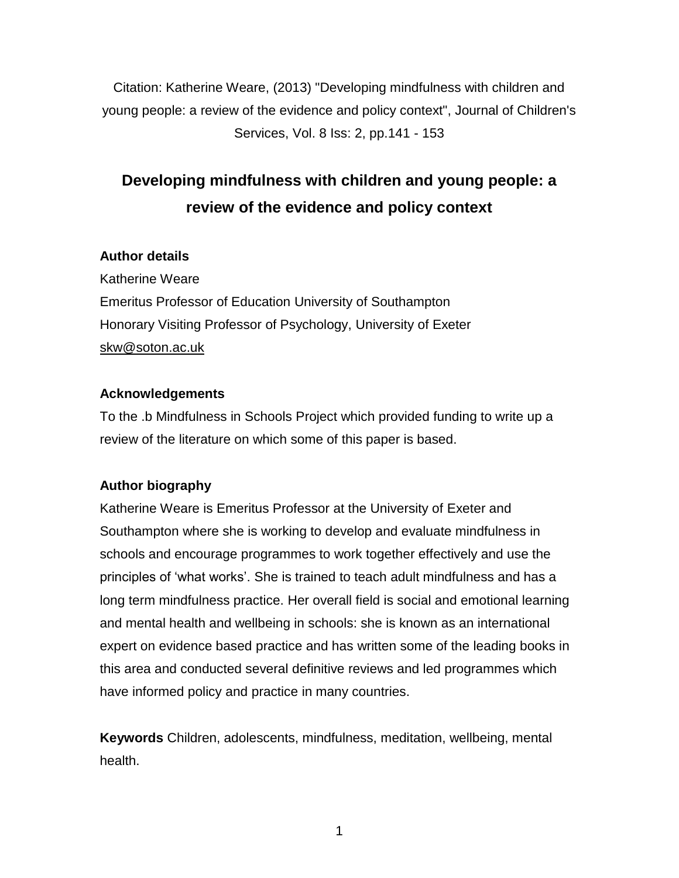Citation: Katherine Weare, (2013) "Developing mindfulness with children and young people: a review of the evidence and policy context", Journal of Children's Services, Vol. 8 Iss: 2, pp.141 - 153

# Developing mindfulness with children and young people: a review of the evidence and policy context

**Author details**

Katherine Weare
Emeritus Professor of Education University of Southampton
Honorary Visiting Professor of Psychology, University of Exeter
skw@soton.ac.uk

**Acknowledgements**

To the .b Mindfulness in Schools Project which provided funding to write up a review of the literature on which some of this paper is based.

**Author biography**

Katherine Weare is Emeritus Professor at the University of Exeter and Southampton where she is working to develop and evaluate mindfulness in schools and encourage programmes to work together effectively and use the principles of 'what works'. She is trained to teach adult mindfulness and has a long term mindfulness practice. Her overall field is social and emotional learning and mental health and wellbeing in schools: she is known as an international expert on evidence based practice and has written some of the leading books in this area and conducted several definitive reviews and led programmes which have informed policy and practice in many countries.

**Keywords** Children, adolescents, mindfulness, meditation, wellbeing, mental health.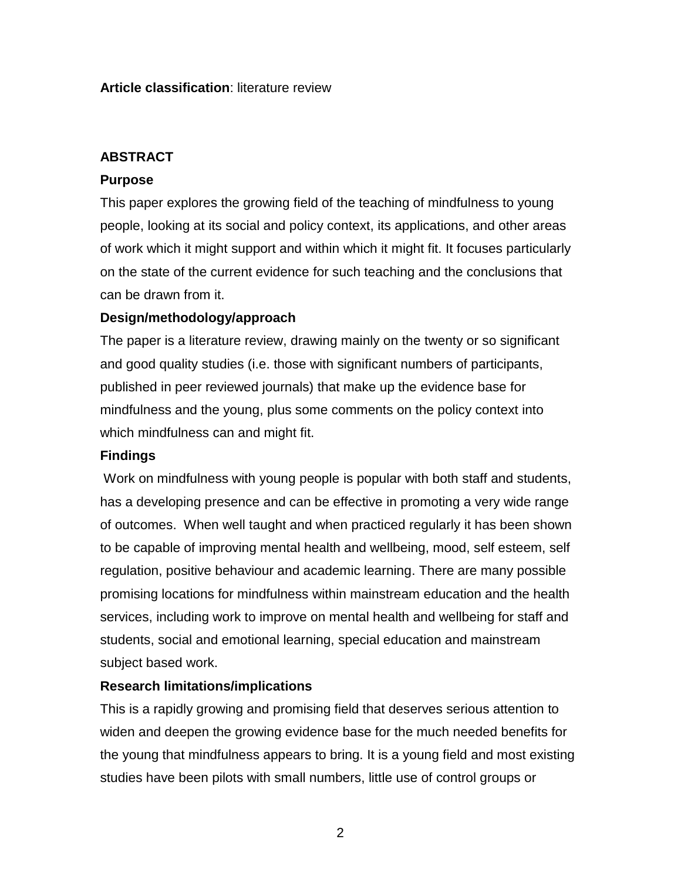**Article classification**: literature review

## ABSTRACT

### Purpose

This paper explores the growing field of the teaching of mindfulness to young people, looking at its social and policy context, its applications, and other areas of work which it might support and within which it might fit. It focuses particularly on the state of the current evidence for such teaching and the conclusions that can be drawn from it.

### Design/methodology/approach

The paper is a literature review, drawing mainly on the twenty or so significant and good quality studies (i.e. those with significant numbers of participants, published in peer reviewed journals) that make up the evidence base for mindfulness and the young, plus some comments on the policy context into which mindfulness can and might fit.

### Findings

Work on mindfulness with young people is popular with both staff and students, has a developing presence and can be effective in promoting a very wide range of outcomes. When well taught and when practiced regularly it has been shown to be capable of improving mental health and wellbeing, mood, self esteem, self regulation, positive behaviour and academic learning. There are many possible promising locations for mindfulness within mainstream education and the health services, including work to improve on mental health and wellbeing for staff and students, social and emotional learning, special education and mainstream subject based work.

### Research limitations/implications

This is a rapidly growing and promising field that deserves serious attention to widen and deepen the growing evidence base for the much needed benefits for the young that mindfulness appears to bring. It is a young field and most existing studies have been pilots with small numbers, little use of control groups or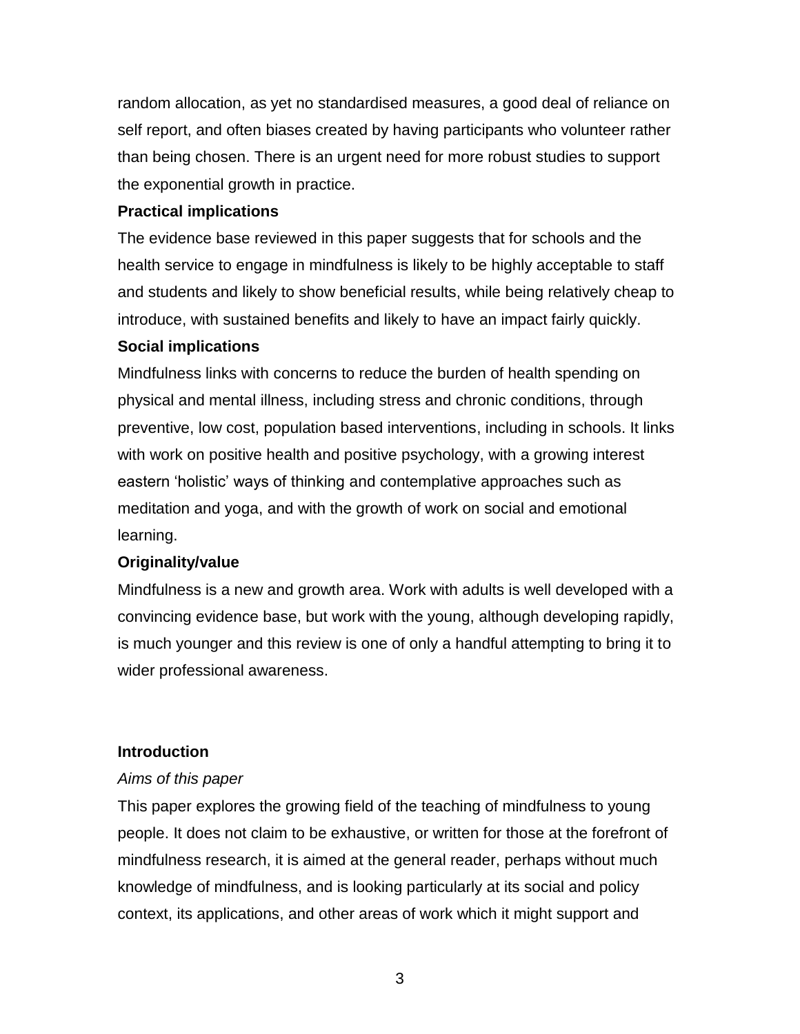random allocation, as yet no standardised measures, a good deal of reliance on self report, and often biases created by having participants who volunteer rather than being chosen. There is an urgent need for more robust studies to support the exponential growth in practice.

**Practical implications**

The evidence base reviewed in this paper suggests that for schools and the health service to engage in mindfulness is likely to be highly acceptable to staff and students and likely to show beneficial results, while being relatively cheap to introduce, with sustained benefits and likely to have an impact fairly quickly.

**Social implications**

Mindfulness links with concerns to reduce the burden of health spending on physical and mental illness, including stress and chronic conditions, through preventive, low cost, population based interventions, including in schools. It links with work on positive health and positive psychology, with a growing interest eastern 'holistic' ways of thinking and contemplative approaches such as meditation and yoga, and with the growth of work on social and emotional learning.

**Originality/value**

Mindfulness is a new and growth area. Work with adults is well developed with a convincing evidence base, but work with the young, although developing rapidly, is much younger and this review is one of only a handful attempting to bring it to wider professional awareness.

## Introduction

*Aims of this paper*

This paper explores the growing field of the teaching of mindfulness to young people. It does not claim to be exhaustive, or written for those at the forefront of mindfulness research, it is aimed at the general reader, perhaps without much knowledge of mindfulness, and is looking particularly at its social and policy context, its applications, and other areas of work which it might support and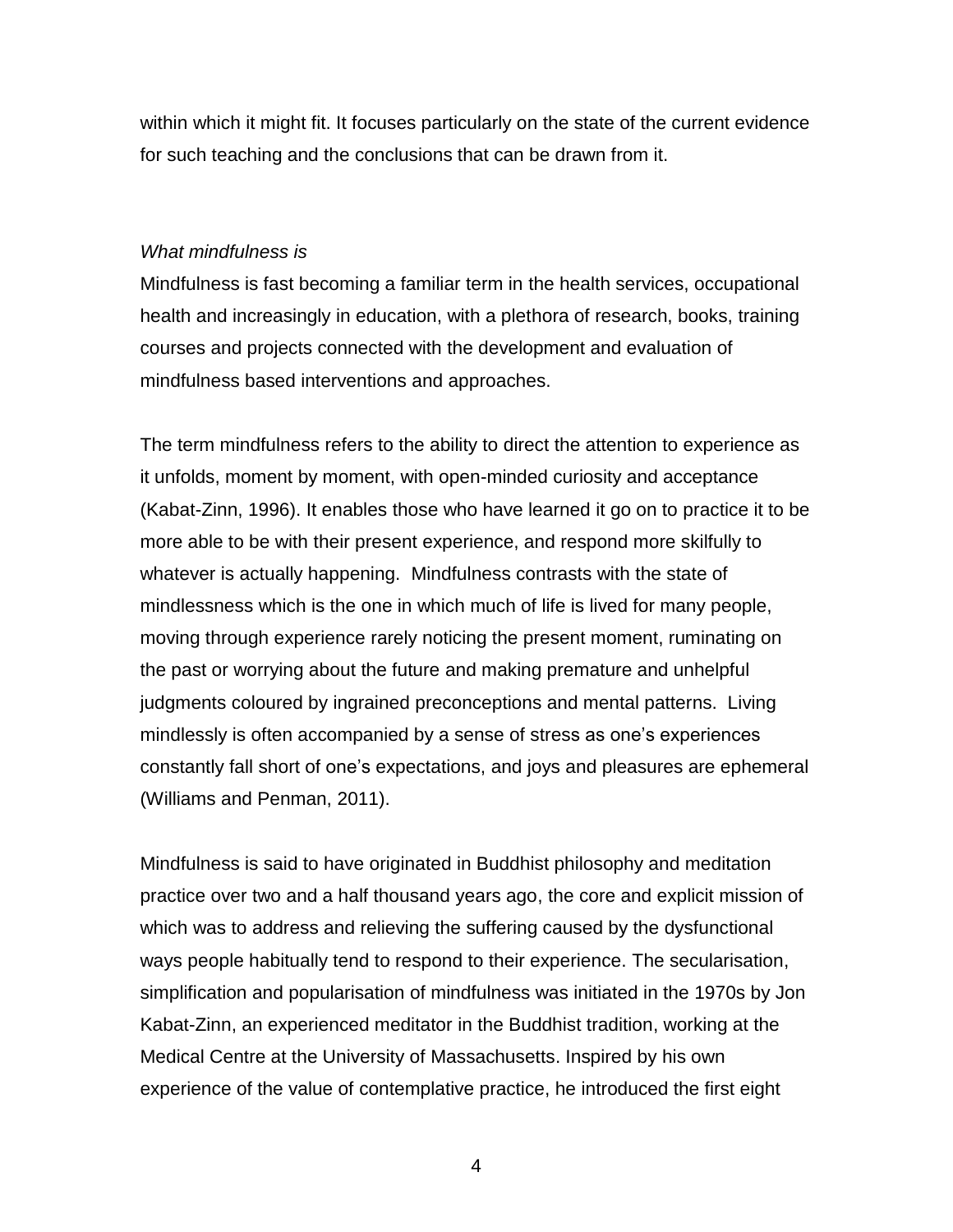within which it might fit. It focuses particularly on the state of the current evidence for such teaching and the conclusions that can be drawn from it.

*What mindfulness is*

Mindfulness is fast becoming a familiar term in the health services, occupational health and increasingly in education, with a plethora of research, books, training courses and projects connected with the development and evaluation of mindfulness based interventions and approaches.

The term mindfulness refers to the ability to direct the attention to experience as it unfolds, moment by moment, with open-minded curiosity and acceptance (Kabat-Zinn, 1996). It enables those who have learned it go on to practice it to be more able to be with their present experience, and respond more skilfully to whatever is actually happening. Mindfulness contrasts with the state of mindlessness which is the one in which much of life is lived for many people, moving through experience rarely noticing the present moment, ruminating on the past or worrying about the future and making premature and unhelpful judgments coloured by ingrained preconceptions and mental patterns. Living mindlessly is often accompanied by a sense of stress as one's experiences constantly fall short of one's expectations, and joys and pleasures are ephemeral (Williams and Penman, 2011).

Mindfulness is said to have originated in Buddhist philosophy and meditation practice over two and a half thousand years ago, the core and explicit mission of which was to address and relieving the suffering caused by the dysfunctional ways people habitually tend to respond to their experience. The secularisation, simplification and popularisation of mindfulness was initiated in the 1970s by Jon Kabat-Zinn, an experienced meditator in the Buddhist tradition, working at the Medical Centre at the University of Massachusetts. Inspired by his own experience of the value of contemplative practice, he introduced the first eight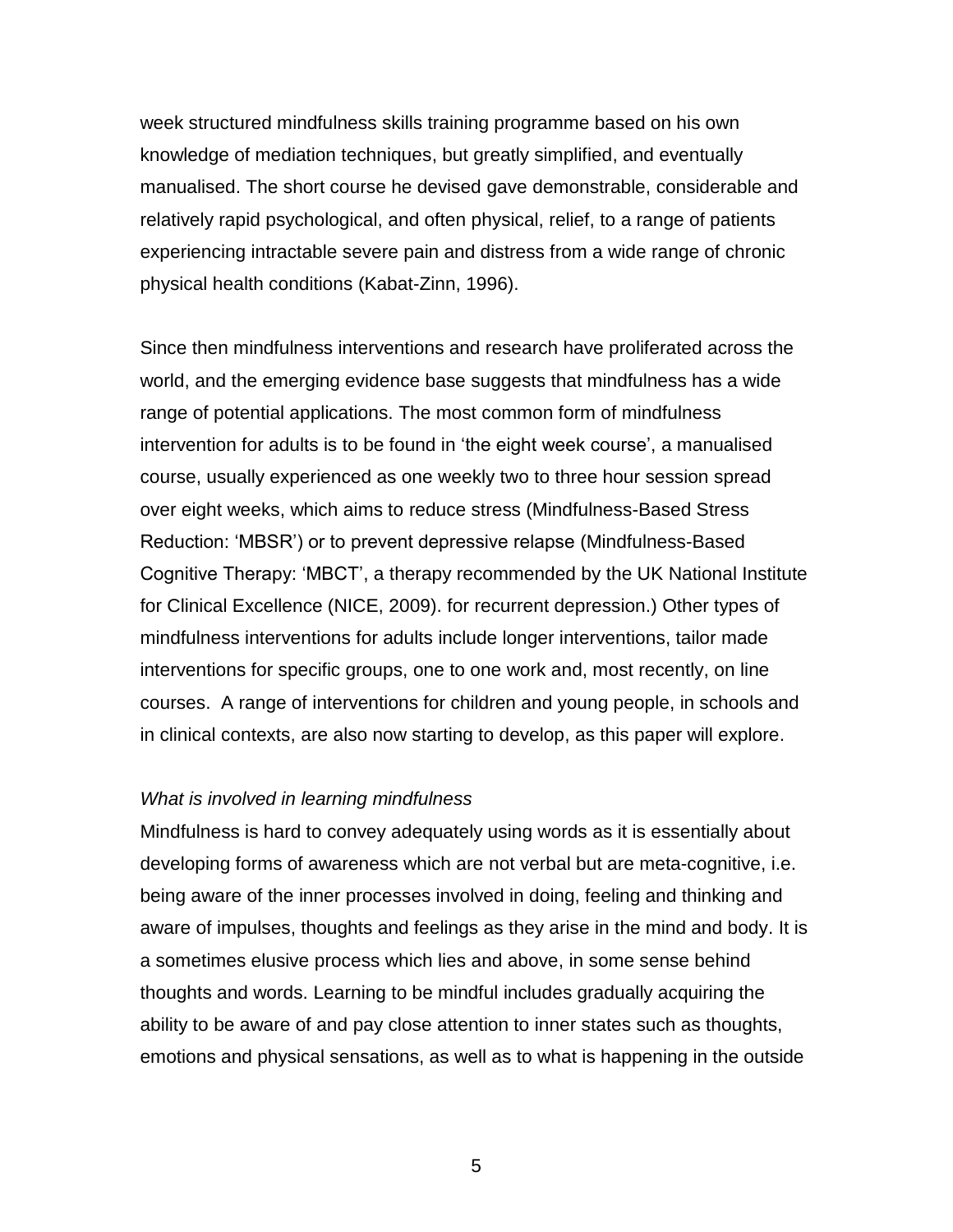week structured mindfulness skills training programme based on his own knowledge of mediation techniques, but greatly simplified, and eventually manualised. The short course he devised gave demonstrable, considerable and relatively rapid psychological, and often physical, relief, to a range of patients experiencing intractable severe pain and distress from a wide range of chronic physical health conditions (Kabat-Zinn, 1996).

Since then mindfulness interventions and research have proliferated across the world, and the emerging evidence base suggests that mindfulness has a wide range of potential applications. The most common form of mindfulness intervention for adults is to be found in 'the eight week course', a manualised course, usually experienced as one weekly two to three hour session spread over eight weeks, which aims to reduce stress (Mindfulness-Based Stress Reduction: 'MBSR') or to prevent depressive relapse (Mindfulness-Based Cognitive Therapy: 'MBCT', a therapy recommended by the UK National Institute for Clinical Excellence (NICE, 2009). for recurrent depression.) Other types of mindfulness interventions for adults include longer interventions, tailor made interventions for specific groups, one to one work and, most recently, on line courses. A range of interventions for children and young people, in schools and in clinical contexts, are also now starting to develop, as this paper will explore.

*What is involved in learning mindfulness*

Mindfulness is hard to convey adequately using words as it is essentially about developing forms of awareness which are not verbal but are meta-cognitive, i.e. being aware of the inner processes involved in doing, feeling and thinking and aware of impulses, thoughts and feelings as they arise in the mind and body. It is a sometimes elusive process which lies and above, in some sense behind thoughts and words. Learning to be mindful includes gradually acquiring the ability to be aware of and pay close attention to inner states such as thoughts, emotions and physical sensations, as well as to what is happening in the outside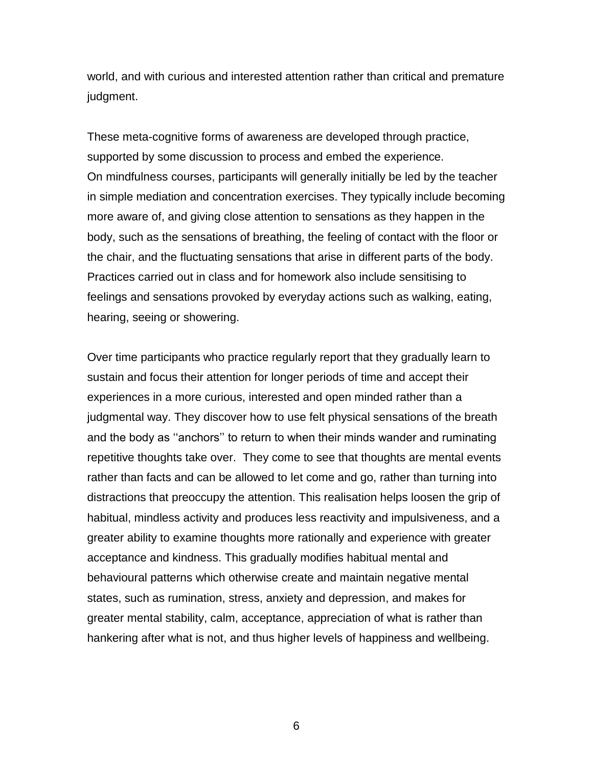world, and with curious and interested attention rather than critical and premature judgment.

These meta-cognitive forms of awareness are developed through practice, supported by some discussion to process and embed the experience.
On mindfulness courses, participants will generally initially be led by the teacher in simple mediation and concentration exercises. They typically include becoming more aware of, and giving close attention to sensations as they happen in the body, such as the sensations of breathing, the feeling of contact with the floor or the chair, and the fluctuating sensations that arise in different parts of the body. Practices carried out in class and for homework also include sensitising to feelings and sensations provoked by everyday actions such as walking, eating, hearing, seeing or showering.

Over time participants who practice regularly report that they gradually learn to sustain and focus their attention for longer periods of time and accept their experiences in a more curious, interested and open minded rather than a judgmental way. They discover how to use felt physical sensations of the breath and the body as ''anchors'' to return to when their minds wander and ruminating repetitive thoughts take over. They come to see that thoughts are mental events rather than facts and can be allowed to let come and go, rather than turning into distractions that preoccupy the attention. This realisation helps loosen the grip of habitual, mindless activity and produces less reactivity and impulsiveness, and a greater ability to examine thoughts more rationally and experience with greater acceptance and kindness. This gradually modifies habitual mental and behavioural patterns which otherwise create and maintain negative mental states, such as rumination, stress, anxiety and depression, and makes for greater mental stability, calm, acceptance, appreciation of what is rather than hankering after what is not, and thus higher levels of happiness and wellbeing.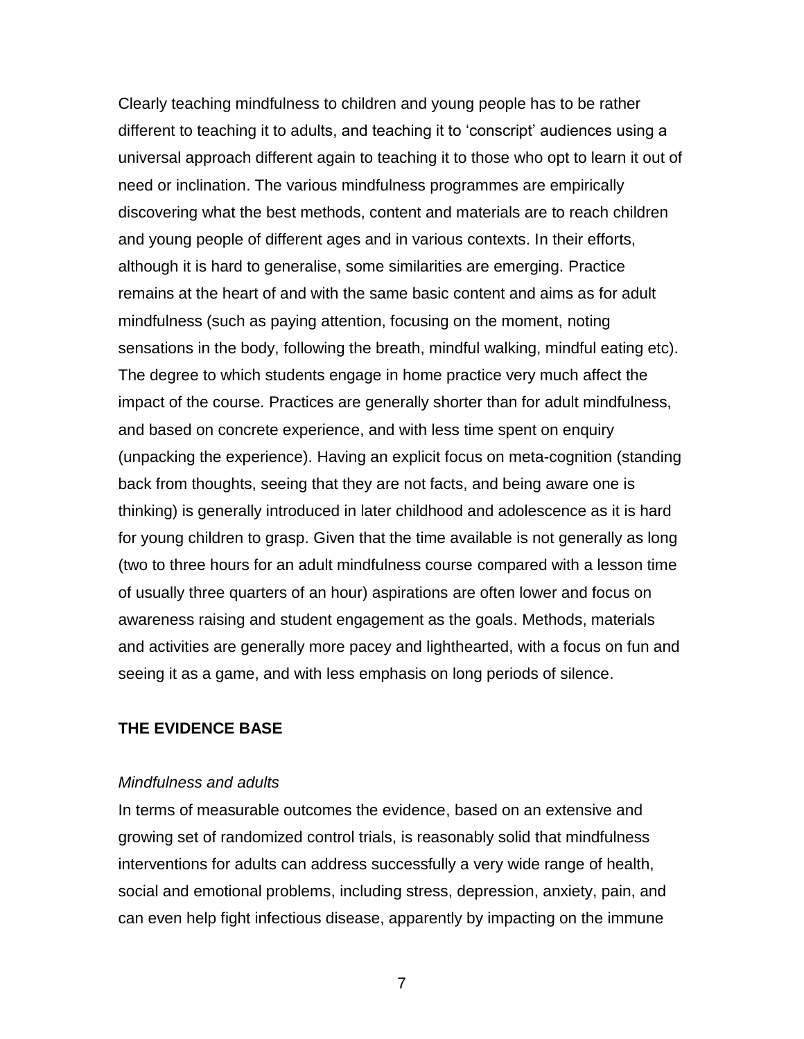Clearly teaching mindfulness to children and young people has to be rather different to teaching it to adults, and teaching it to 'conscript' audiences using a universal approach different again to teaching it to those who opt to learn it out of need or inclination. The various mindfulness programmes are empirically discovering what the best methods, content and materials are to reach children and young people of different ages and in various contexts. In their efforts, although it is hard to generalise, some similarities are emerging. Practice remains at the heart of and with the same basic content and aims as for adult mindfulness (such as paying attention, focusing on the moment, noting sensations in the body, following the breath, mindful walking, mindful eating etc). The degree to which students engage in home practice very much affect the impact of the course. Practices are generally shorter than for adult mindfulness, and based on concrete experience, and with less time spent on enquiry (unpacking the experience). Having an explicit focus on meta-cognition (standing back from thoughts, seeing that they are not facts, and being aware one is thinking) is generally introduced in later childhood and adolescence as it is hard for young children to grasp. Given that the time available is not generally as long (two to three hours for an adult mindfulness course compared with a lesson time of usually three quarters of an hour) aspirations are often lower and focus on awareness raising and student engagement as the goals. Methods, materials and activities are generally more pacey and lighthearted, with a focus on fun and seeing it as a game, and with less emphasis on long periods of silence.

## THE EVIDENCE BASE

### *Mindfulness and adults*

In terms of measurable outcomes the evidence, based on an extensive and growing set of randomized control trials, is reasonably solid that mindfulness interventions for adults can address successfully a very wide range of health, social and emotional problems, including stress, depression, anxiety, pain, and can even help fight infectious disease, apparently by impacting on the immune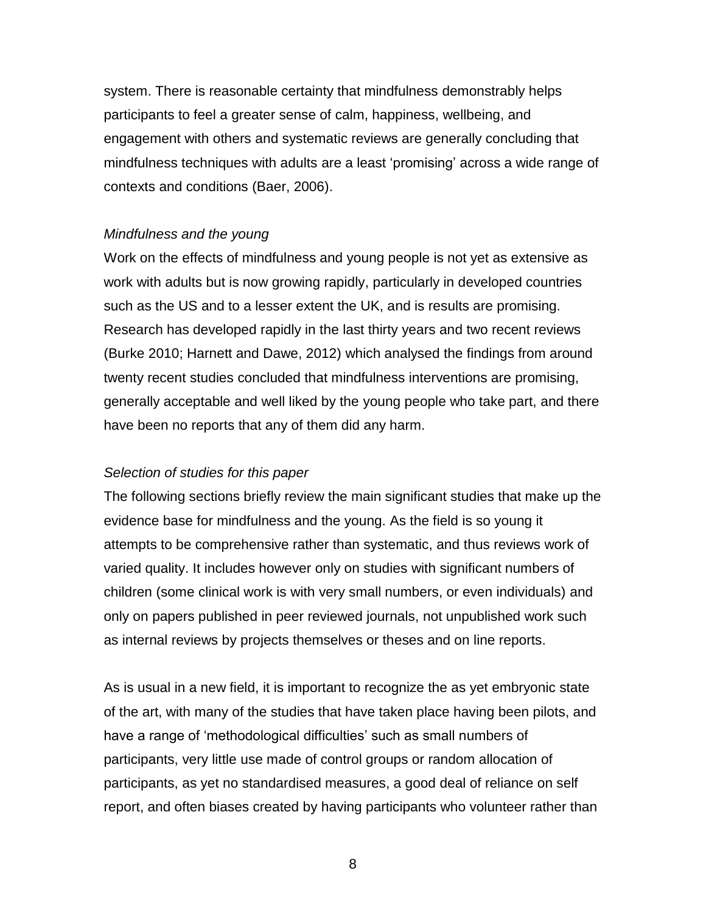system. There is reasonable certainty that mindfulness demonstrably helps participants to feel a greater sense of calm, happiness, wellbeing, and engagement with others and systematic reviews are generally concluding that mindfulness techniques with adults are a least 'promising' across a wide range of contexts and conditions (Baer, 2006).

*Mindfulness and the young*

Work on the effects of mindfulness and young people is not yet as extensive as work with adults but is now growing rapidly, particularly in developed countries such as the US and to a lesser extent the UK, and is results are promising. Research has developed rapidly in the last thirty years and two recent reviews (Burke 2010; Harnett and Dawe, 2012) which analysed the findings from around twenty recent studies concluded that mindfulness interventions are promising, generally acceptable and well liked by the young people who take part, and there have been no reports that any of them did any harm.

*Selection of studies for this paper*

The following sections briefly review the main significant studies that make up the evidence base for mindfulness and the young. As the field is so young it attempts to be comprehensive rather than systematic, and thus reviews work of varied quality. It includes however only on studies with significant numbers of children (some clinical work is with very small numbers, or even individuals) and only on papers published in peer reviewed journals, not unpublished work such as internal reviews by projects themselves or theses and on line reports.

As is usual in a new field, it is important to recognize the as yet embryonic state of the art, with many of the studies that have taken place having been pilots, and have a range of 'methodological difficulties' such as small numbers of participants, very little use made of control groups or random allocation of participants, as yet no standardised measures, a good deal of reliance on self report, and often biases created by having participants who volunteer rather than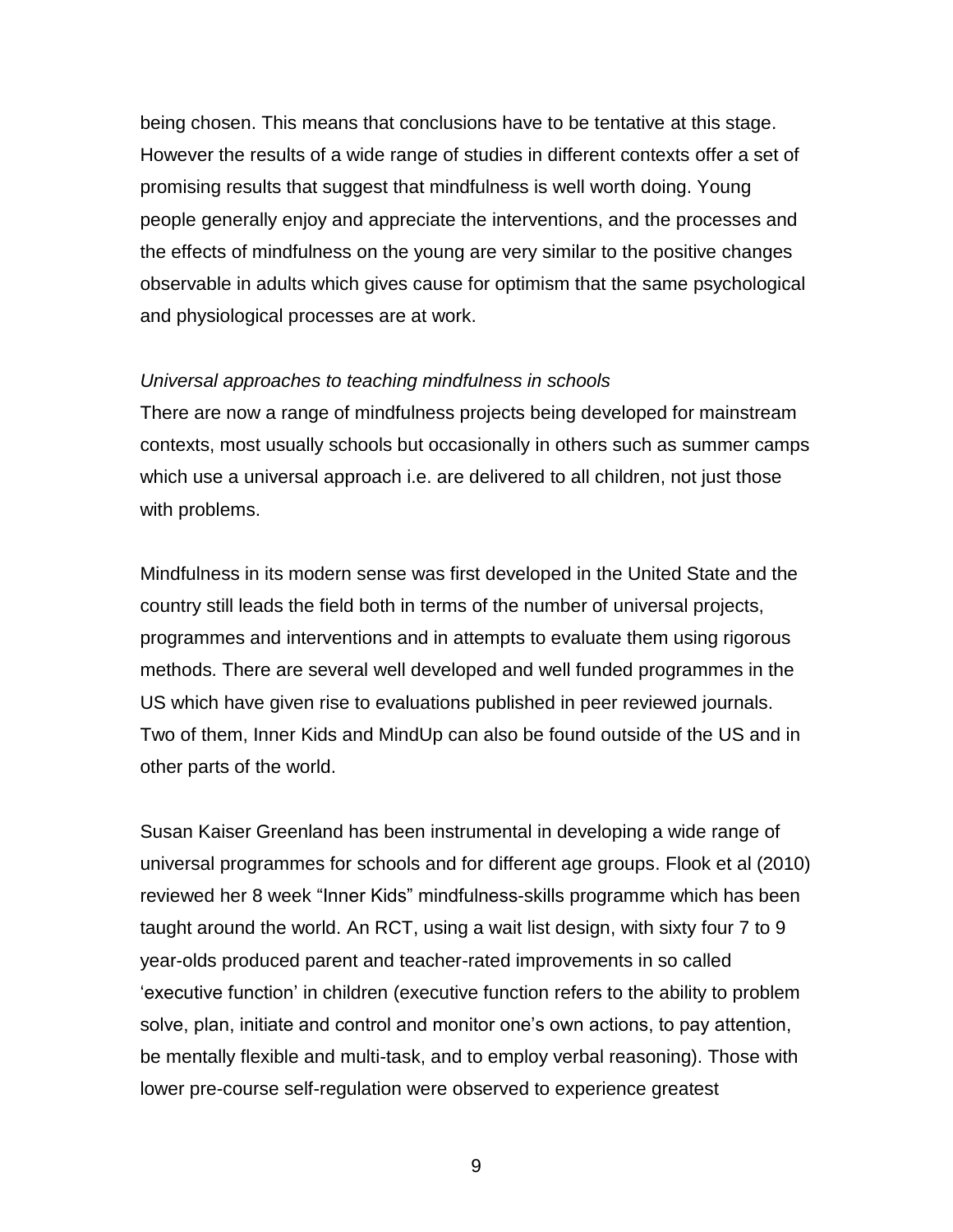being chosen. This means that conclusions have to be tentative at this stage. However the results of a wide range of studies in different contexts offer a set of promising results that suggest that mindfulness is well worth doing. Young people generally enjoy and appreciate the interventions, and the processes and the effects of mindfulness on the young are very similar to the positive changes observable in adults which gives cause for optimism that the same psychological and physiological processes are at work.

*Universal approaches to teaching mindfulness in schools*

There are now a range of mindfulness projects being developed for mainstream contexts, most usually schools but occasionally in others such as summer camps which use a universal approach i.e. are delivered to all children, not just those with problems.

Mindfulness in its modern sense was first developed in the United State and the country still leads the field both in terms of the number of universal projects, programmes and interventions and in attempts to evaluate them using rigorous methods. There are several well developed and well funded programmes in the US which have given rise to evaluations published in peer reviewed journals. Two of them, Inner Kids and MindUp can also be found outside of the US and in other parts of the world.

Susan Kaiser Greenland has been instrumental in developing a wide range of universal programmes for schools and for different age groups. Flook et al (2010) reviewed her 8 week "Inner Kids" mindfulness-skills programme which has been taught around the world. An RCT, using a wait list design, with sixty four 7 to 9 year-olds produced parent and teacher-rated improvements in so called 'executive function' in children (executive function refers to the ability to problem solve, plan, initiate and control and monitor one's own actions, to pay attention, be mentally flexible and multi-task, and to employ verbal reasoning). Those with lower pre-course self-regulation were observed to experience greatest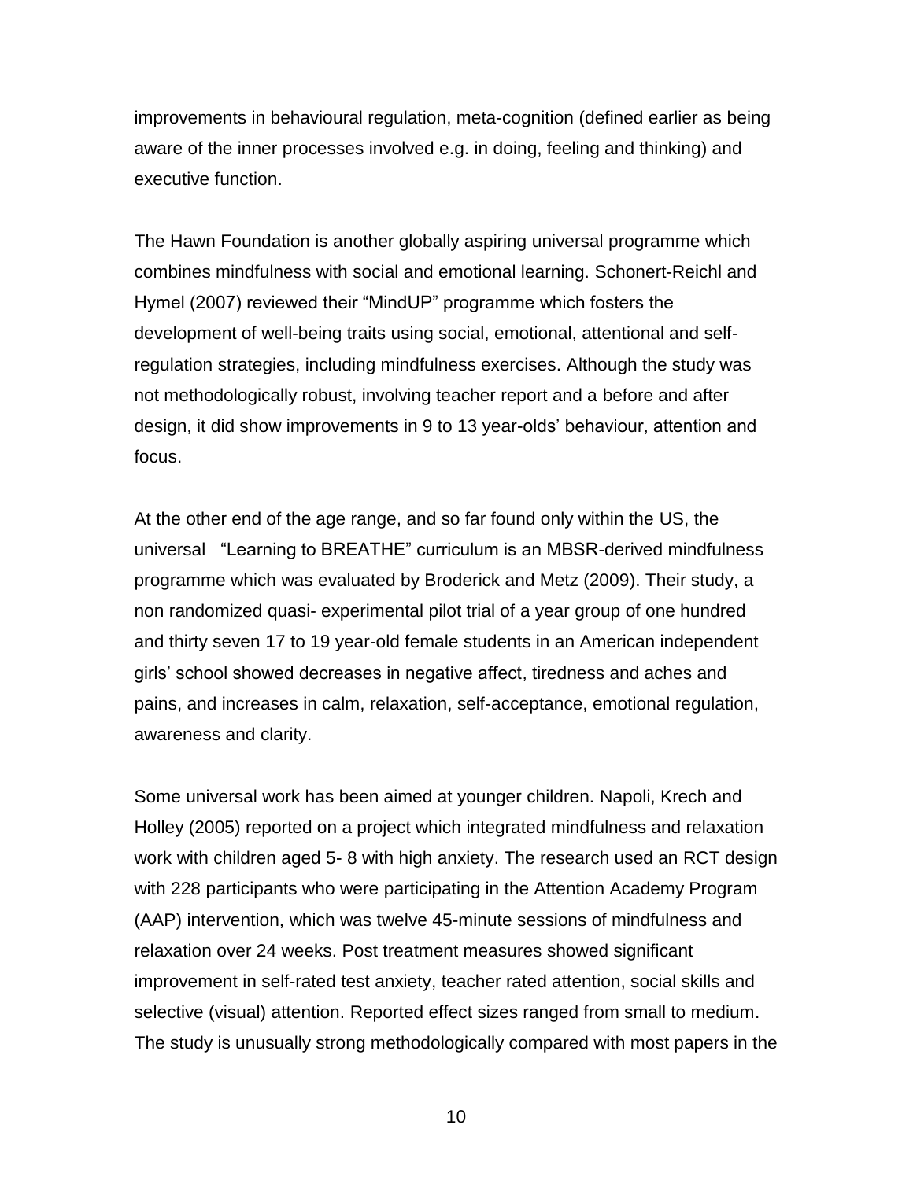improvements in behavioural regulation, meta-cognition (defined earlier as being aware of the inner processes involved e.g. in doing, feeling and thinking) and executive function.

The Hawn Foundation is another globally aspiring universal programme which combines mindfulness with social and emotional learning. Schonert-Reichl and Hymel (2007) reviewed their "MindUP" programme which fosters the development of well-being traits using social, emotional, attentional and self-regulation strategies, including mindfulness exercises. Although the study was not methodologically robust, involving teacher report and a before and after design, it did show improvements in 9 to 13 year-olds' behaviour, attention and focus.

At the other end of the age range, and so far found only within the US, the universal "Learning to BREATHE" curriculum is an MBSR-derived mindfulness programme which was evaluated by Broderick and Metz (2009). Their study, a non randomized quasi- experimental pilot trial of a year group of one hundred and thirty seven 17 to 19 year-old female students in an American independent girls' school showed decreases in negative affect, tiredness and aches and pains, and increases in calm, relaxation, self-acceptance, emotional regulation, awareness and clarity.

Some universal work has been aimed at younger children. Napoli, Krech and Holley (2005) reported on a project which integrated mindfulness and relaxation work with children aged 5- 8 with high anxiety. The research used an RCT design with 228 participants who were participating in the Attention Academy Program (AAP) intervention, which was twelve 45-minute sessions of mindfulness and relaxation over 24 weeks. Post treatment measures showed significant improvement in self-rated test anxiety, teacher rated attention, social skills and selective (visual) attention. Reported effect sizes ranged from small to medium. The study is unusually strong methodologically compared with most papers in the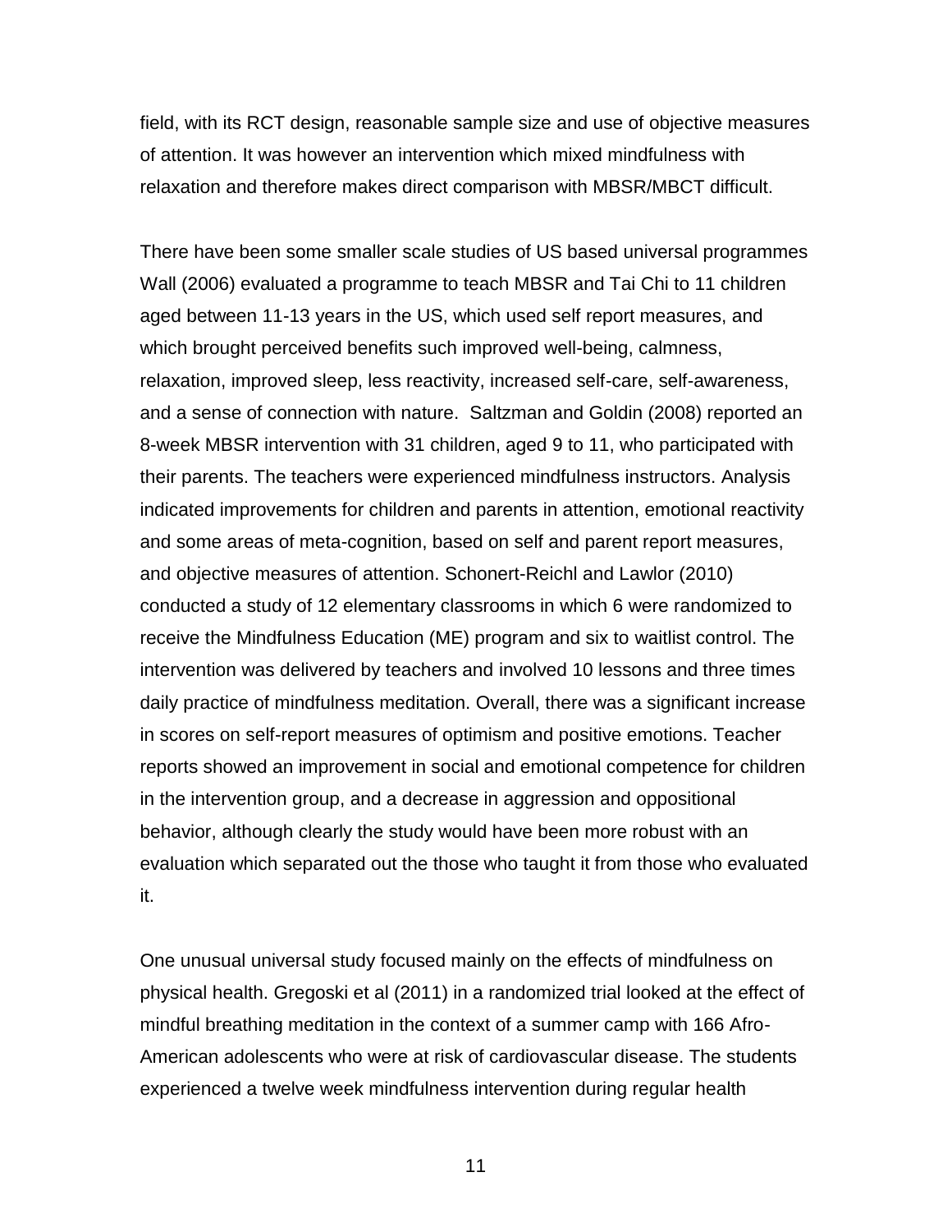field, with its RCT design, reasonable sample size and use of objective measures of attention. It was however an intervention which mixed mindfulness with relaxation and therefore makes direct comparison with MBSR/MBCT difficult.

There have been some smaller scale studies of US based universal programmes Wall (2006) evaluated a programme to teach MBSR and Tai Chi to 11 children aged between 11-13 years in the US, which used self report measures, and which brought perceived benefits such improved well-being, calmness, relaxation, improved sleep, less reactivity, increased self-care, self-awareness, and a sense of connection with nature. Saltzman and Goldin (2008) reported an 8-week MBSR intervention with 31 children, aged 9 to 11, who participated with their parents. The teachers were experienced mindfulness instructors. Analysis indicated improvements for children and parents in attention, emotional reactivity and some areas of meta-cognition, based on self and parent report measures, and objective measures of attention. Schonert-Reichl and Lawlor (2010) conducted a study of 12 elementary classrooms in which 6 were randomized to receive the Mindfulness Education (ME) program and six to waitlist control. The intervention was delivered by teachers and involved 10 lessons and three times daily practice of mindfulness meditation. Overall, there was a significant increase in scores on self-report measures of optimism and positive emotions. Teacher reports showed an improvement in social and emotional competence for children in the intervention group, and a decrease in aggression and oppositional behavior, although clearly the study would have been more robust with an evaluation which separated out the those who taught it from those who evaluated it.

One unusual universal study focused mainly on the effects of mindfulness on physical health. Gregoski et al (2011) in a randomized trial looked at the effect of mindful breathing meditation in the context of a summer camp with 166 Afro-American adolescents who were at risk of cardiovascular disease. The students experienced a twelve week mindfulness intervention during regular health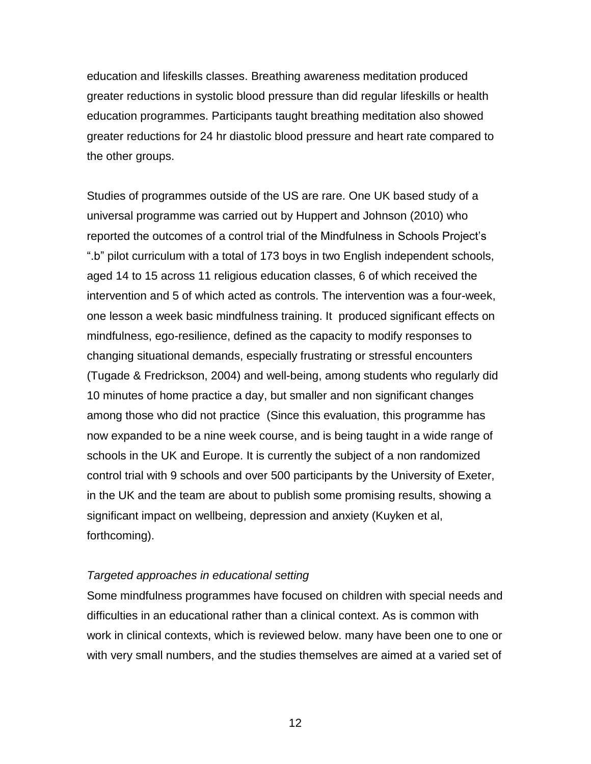education and lifeskills classes. Breathing awareness meditation produced greater reductions in systolic blood pressure than did regular lifeskills or health education programmes. Participants taught breathing meditation also showed greater reductions for 24 hr diastolic blood pressure and heart rate compared to the other groups.

Studies of programmes outside of the US are rare. One UK based study of a universal programme was carried out by Huppert and Johnson (2010) who reported the outcomes of a control trial of the Mindfulness in Schools Project's ".b" pilot curriculum with a total of 173 boys in two English independent schools, aged 14 to 15 across 11 religious education classes, 6 of which received the intervention and 5 of which acted as controls. The intervention was a four-week, one lesson a week basic mindfulness training. It produced significant effects on mindfulness, ego-resilience, defined as the capacity to modify responses to changing situational demands, especially frustrating or stressful encounters (Tugade & Fredrickson, 2004) and well-being, among students who regularly did 10 minutes of home practice a day, but smaller and non significant changes among those who did not practice (Since this evaluation, this programme has now expanded to be a nine week course, and is being taught in a wide range of schools in the UK and Europe. It is currently the subject of a non randomized control trial with 9 schools and over 500 participants by the University of Exeter, in the UK and the team are about to publish some promising results, showing a significant impact on wellbeing, depression and anxiety (Kuyken et al, forthcoming).

*Targeted approaches in educational setting*

Some mindfulness programmes have focused on children with special needs and difficulties in an educational rather than a clinical context. As is common with work in clinical contexts, which is reviewed below. many have been one to one or with very small numbers, and the studies themselves are aimed at a varied set of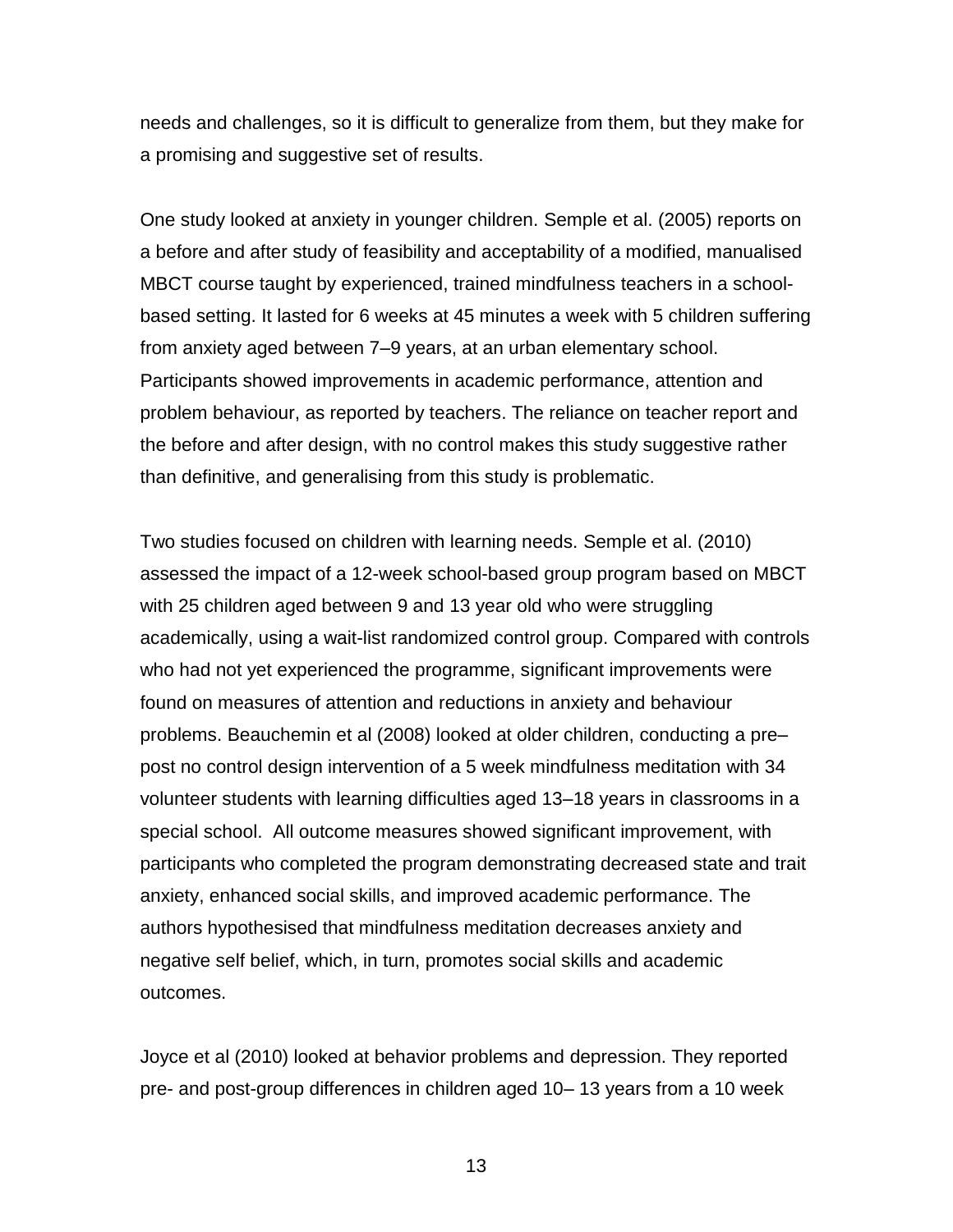needs and challenges, so it is difficult to generalize from them, but they make for a promising and suggestive set of results.

One study looked at anxiety in younger children. Semple et al. (2005) reports on a before and after study of feasibility and acceptability of a modified, manualised MBCT course taught by experienced, trained mindfulness teachers in a school-based setting. It lasted for 6 weeks at 45 minutes a week with 5 children suffering from anxiety aged between 7–9 years, at an urban elementary school. Participants showed improvements in academic performance, attention and problem behaviour, as reported by teachers. The reliance on teacher report and the before and after design, with no control makes this study suggestive rather than definitive, and generalising from this study is problematic.

Two studies focused on children with learning needs. Semple et al. (2010) assessed the impact of a 12-week school-based group program based on MBCT with 25 children aged between 9 and 13 year old who were struggling academically, using a wait-list randomized control group. Compared with controls who had not yet experienced the programme, significant improvements were found on measures of attention and reductions in anxiety and behaviour problems. Beauchemin et al (2008) looked at older children, conducting a pre–post no control design intervention of a 5 week mindfulness meditation with 34 volunteer students with learning difficulties aged 13–18 years in classrooms in a special school. All outcome measures showed significant improvement, with participants who completed the program demonstrating decreased state and trait anxiety, enhanced social skills, and improved academic performance. The authors hypothesised that mindfulness meditation decreases anxiety and negative self belief, which, in turn, promotes social skills and academic outcomes.

Joyce et al (2010) looked at behavior problems and depression. They reported pre- and post-group differences in children aged 10– 13 years from a 10 week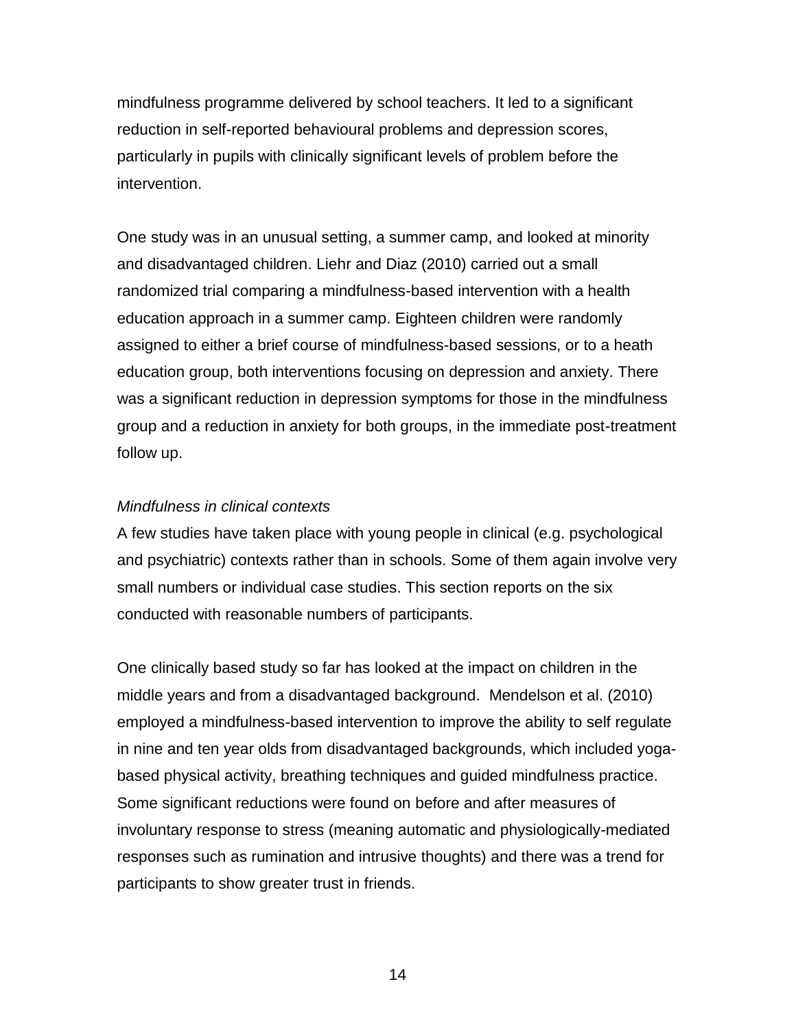mindfulness programme delivered by school teachers. It led to a significant reduction in self-reported behavioural problems and depression scores, particularly in pupils with clinically significant levels of problem before the intervention.

One study was in an unusual setting, a summer camp, and looked at minority and disadvantaged children. Liehr and Diaz (2010) carried out a small randomized trial comparing a mindfulness-based intervention with a health education approach in a summer camp. Eighteen children were randomly assigned to either a brief course of mindfulness-based sessions, or to a heath education group, both interventions focusing on depression and anxiety. There was a significant reduction in depression symptoms for those in the mindfulness group and a reduction in anxiety for both groups, in the immediate post-treatment follow up.

*Mindfulness in clinical contexts*

A few studies have taken place with young people in clinical (e.g. psychological and psychiatric) contexts rather than in schools. Some of them again involve very small numbers or individual case studies. This section reports on the six conducted with reasonable numbers of participants.

One clinically based study so far has looked at the impact on children in the middle years and from a disadvantaged background. Mendelson et al. (2010) employed a mindfulness-based intervention to improve the ability to self regulate in nine and ten year olds from disadvantaged backgrounds, which included yoga-based physical activity, breathing techniques and guided mindfulness practice. Some significant reductions were found on before and after measures of involuntary response to stress (meaning automatic and physiologically-mediated responses such as rumination and intrusive thoughts) and there was a trend for participants to show greater trust in friends.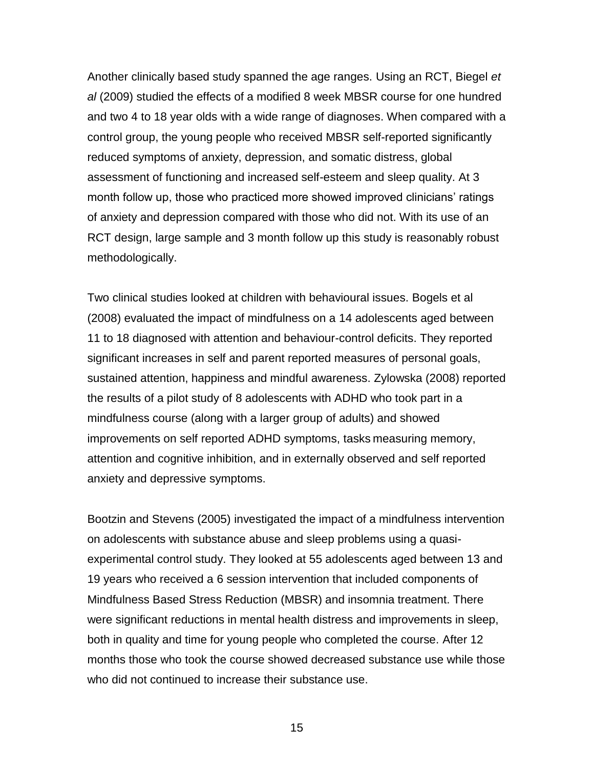Another clinically based study spanned the age ranges. Using an RCT, Biegel *et al* (2009) studied the effects of a modified 8 week MBSR course for one hundred and two 4 to 18 year olds with a wide range of diagnoses. When compared with a control group, the young people who received MBSR self-reported significantly reduced symptoms of anxiety, depression, and somatic distress, global assessment of functioning and increased self-esteem and sleep quality. At 3 month follow up, those who practiced more showed improved clinicians' ratings of anxiety and depression compared with those who did not. With its use of an RCT design, large sample and 3 month follow up this study is reasonably robust methodologically.

Two clinical studies looked at children with behavioural issues. Bogels et al (2008) evaluated the impact of mindfulness on a 14 adolescents aged between 11 to 18 diagnosed with attention and behaviour-control deficits. They reported significant increases in self and parent reported measures of personal goals, sustained attention, happiness and mindful awareness. Zylowska (2008) reported the results of a pilot study of 8 adolescents with ADHD who took part in a mindfulness course (along with a larger group of adults) and showed improvements on self reported ADHD symptoms, tasks measuring memory, attention and cognitive inhibition, and in externally observed and self reported anxiety and depressive symptoms.

Bootzin and Stevens (2005) investigated the impact of a mindfulness intervention on adolescents with substance abuse and sleep problems using a quasi-experimental control study. They looked at 55 adolescents aged between 13 and 19 years who received a 6 session intervention that included components of Mindfulness Based Stress Reduction (MBSR) and insomnia treatment. There were significant reductions in mental health distress and improvements in sleep, both in quality and time for young people who completed the course. After 12 months those who took the course showed decreased substance use while those who did not continued to increase their substance use.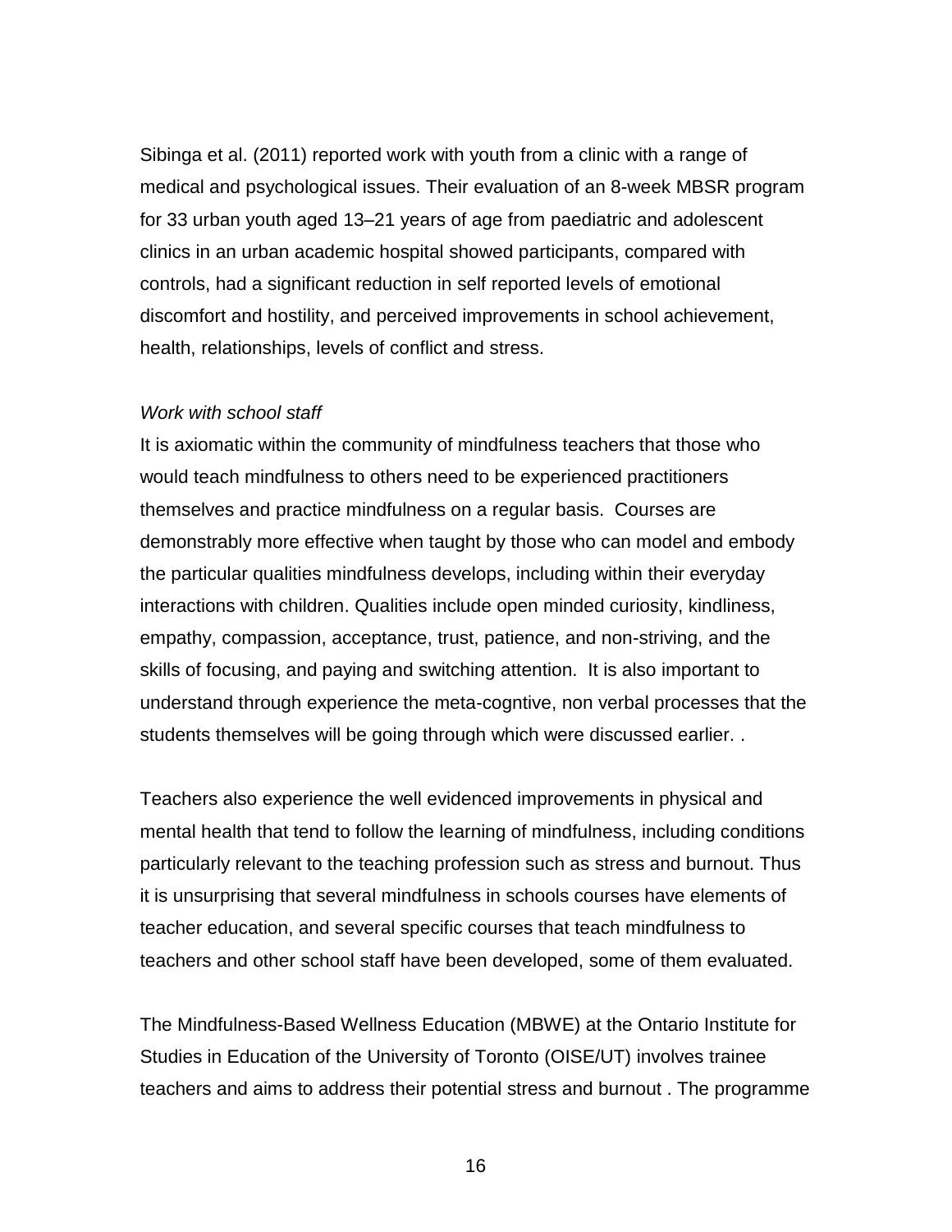Sibinga et al. (2011) reported work with youth from a clinic with a range of medical and psychological issues. Their evaluation of an 8-week MBSR program for 33 urban youth aged 13–21 years of age from paediatric and adolescent clinics in an urban academic hospital showed participants, compared with controls, had a significant reduction in self reported levels of emotional discomfort and hostility, and perceived improvements in school achievement, health, relationships, levels of conflict and stress.

*Work with school staff*

It is axiomatic within the community of mindfulness teachers that those who would teach mindfulness to others need to be experienced practitioners themselves and practice mindfulness on a regular basis. Courses are demonstrably more effective when taught by those who can model and embody the particular qualities mindfulness develops, including within their everyday interactions with children. Qualities include open minded curiosity, kindliness, empathy, compassion, acceptance, trust, patience, and non-striving, and the skills of focusing, and paying and switching attention. It is also important to understand through experience the meta-cogntive, non verbal processes that the students themselves will be going through which were discussed earlier. .

Teachers also experience the well evidenced improvements in physical and mental health that tend to follow the learning of mindfulness, including conditions particularly relevant to the teaching profession such as stress and burnout. Thus it is unsurprising that several mindfulness in schools courses have elements of teacher education, and several specific courses that teach mindfulness to teachers and other school staff have been developed, some of them evaluated.

The Mindfulness-Based Wellness Education (MBWE) at the Ontario Institute for Studies in Education of the University of Toronto (OISE/UT) involves trainee teachers and aims to address their potential stress and burnout . The programme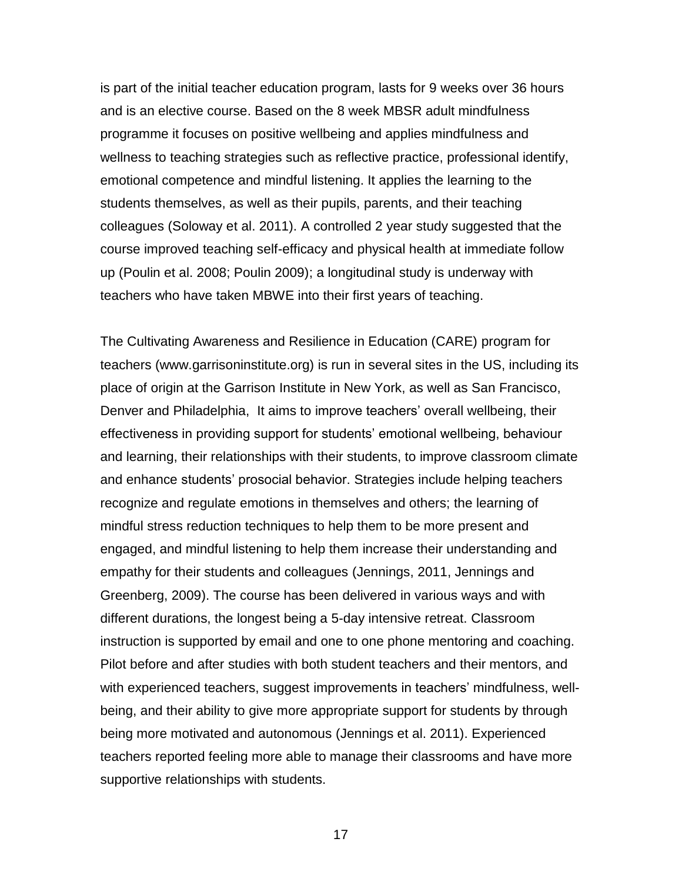is part of the initial teacher education program, lasts for 9 weeks over 36 hours and is an elective course. Based on the 8 week MBSR adult mindfulness programme it focuses on positive wellbeing and applies mindfulness and wellness to teaching strategies such as reflective practice, professional identify, emotional competence and mindful listening. It applies the learning to the students themselves, as well as their pupils, parents, and their teaching colleagues (Soloway et al. 2011). A controlled 2 year study suggested that the course improved teaching self-efficacy and physical health at immediate follow up (Poulin et al. 2008; Poulin 2009); a longitudinal study is underway with teachers who have taken MBWE into their first years of teaching.

The Cultivating Awareness and Resilience in Education (CARE) program for teachers (www.garrisoninstitute.org) is run in several sites in the US, including its place of origin at the Garrison Institute in New York, as well as San Francisco, Denver and Philadelphia, It aims to improve teachers' overall wellbeing, their effectiveness in providing support for students' emotional wellbeing, behaviour and learning, their relationships with their students, to improve classroom climate and enhance students' prosocial behavior. Strategies include helping teachers recognize and regulate emotions in themselves and others; the learning of mindful stress reduction techniques to help them to be more present and engaged, and mindful listening to help them increase their understanding and empathy for their students and colleagues (Jennings, 2011, Jennings and Greenberg, 2009). The course has been delivered in various ways and with different durations, the longest being a 5-day intensive retreat. Classroom instruction is supported by email and one to one phone mentoring and coaching. Pilot before and after studies with both student teachers and their mentors, and with experienced teachers, suggest improvements in teachers' mindfulness, well-being, and their ability to give more appropriate support for students by through being more motivated and autonomous (Jennings et al. 2011). Experienced teachers reported feeling more able to manage their classrooms and have more supportive relationships with students.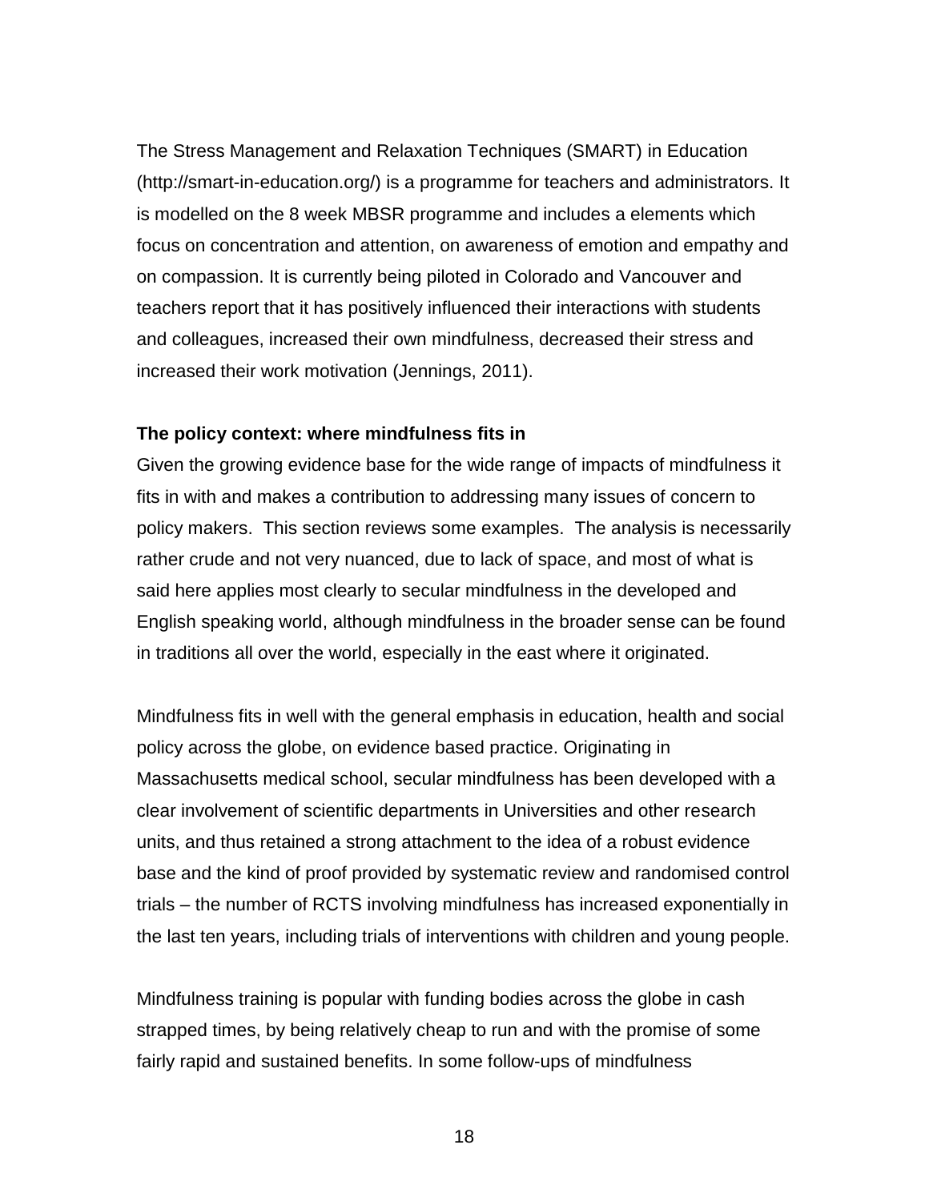The Stress Management and Relaxation Techniques (SMART) in Education (http://smart-in-education.org/) is a programme for teachers and administrators. It is modelled on the 8 week MBSR programme and includes a elements which focus on concentration and attention, on awareness of emotion and empathy and on compassion. It is currently being piloted in Colorado and Vancouver and teachers report that it has positively influenced their interactions with students and colleagues, increased their own mindfulness, decreased their stress and increased their work motivation (Jennings, 2011).

**The policy context: where mindfulness fits in**

Given the growing evidence base for the wide range of impacts of mindfulness it fits in with and makes a contribution to addressing many issues of concern to policy makers. This section reviews some examples. The analysis is necessarily rather crude and not very nuanced, due to lack of space, and most of what is said here applies most clearly to secular mindfulness in the developed and English speaking world, although mindfulness in the broader sense can be found in traditions all over the world, especially in the east where it originated.

Mindfulness fits in well with the general emphasis in education, health and social policy across the globe, on evidence based practice. Originating in Massachusetts medical school, secular mindfulness has been developed with a clear involvement of scientific departments in Universities and other research units, and thus retained a strong attachment to the idea of a robust evidence base and the kind of proof provided by systematic review and randomised control trials – the number of RCTS involving mindfulness has increased exponentially in the last ten years, including trials of interventions with children and young people.

Mindfulness training is popular with funding bodies across the globe in cash strapped times, by being relatively cheap to run and with the promise of some fairly rapid and sustained benefits. In some follow-ups of mindfulness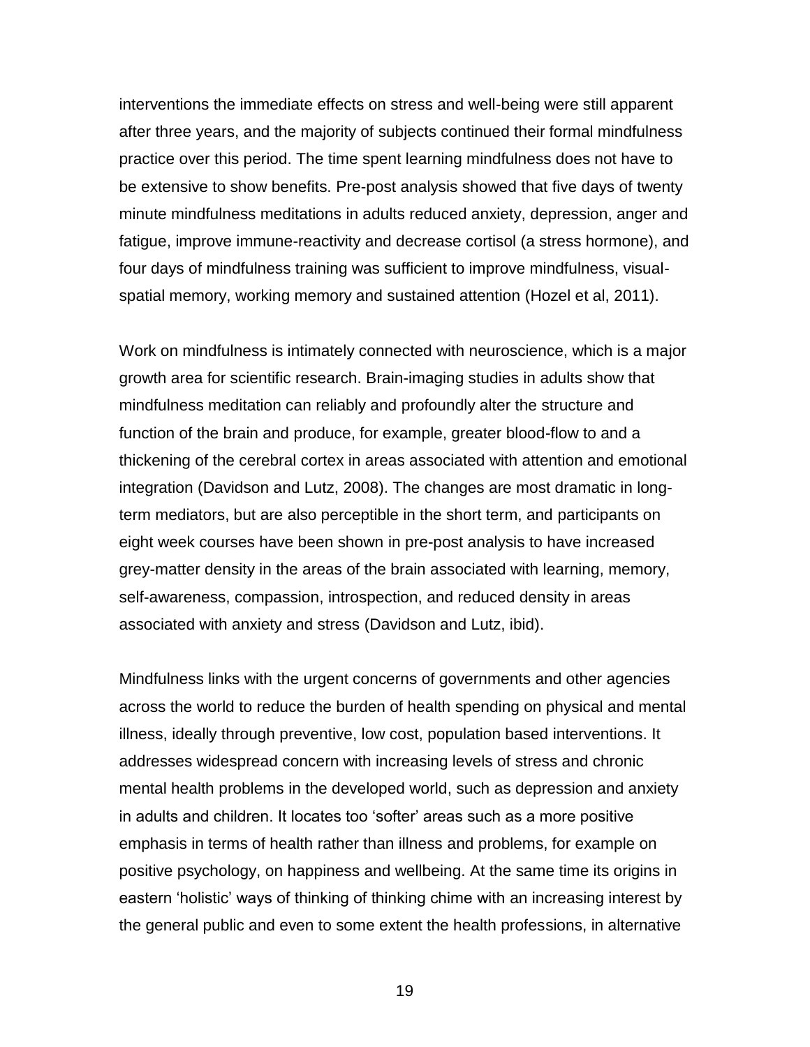interventions the immediate effects on stress and well-being were still apparent after three years, and the majority of subjects continued their formal mindfulness practice over this period. The time spent learning mindfulness does not have to be extensive to show benefits. Pre-post analysis showed that five days of twenty minute mindfulness meditations in adults reduced anxiety, depression, anger and fatigue, improve immune-reactivity and decrease cortisol (a stress hormone), and four days of mindfulness training was sufficient to improve mindfulness, visual-spatial memory, working memory and sustained attention (Hozel et al, 2011).

Work on mindfulness is intimately connected with neuroscience, which is a major growth area for scientific research. Brain-imaging studies in adults show that mindfulness meditation can reliably and profoundly alter the structure and function of the brain and produce, for example, greater blood-flow to and a thickening of the cerebral cortex in areas associated with attention and emotional integration (Davidson and Lutz, 2008). The changes are most dramatic in long-term mediators, but are also perceptible in the short term, and participants on eight week courses have been shown in pre-post analysis to have increased grey-matter density in the areas of the brain associated with learning, memory, self-awareness, compassion, introspection, and reduced density in areas associated with anxiety and stress (Davidson and Lutz, ibid).

Mindfulness links with the urgent concerns of governments and other agencies across the world to reduce the burden of health spending on physical and mental illness, ideally through preventive, low cost, population based interventions. It addresses widespread concern with increasing levels of stress and chronic mental health problems in the developed world, such as depression and anxiety in adults and children. It locates too 'softer' areas such as a more positive emphasis in terms of health rather than illness and problems, for example on positive psychology, on happiness and wellbeing. At the same time its origins in eastern 'holistic' ways of thinking of thinking chime with an increasing interest by the general public and even to some extent the health professions, in alternative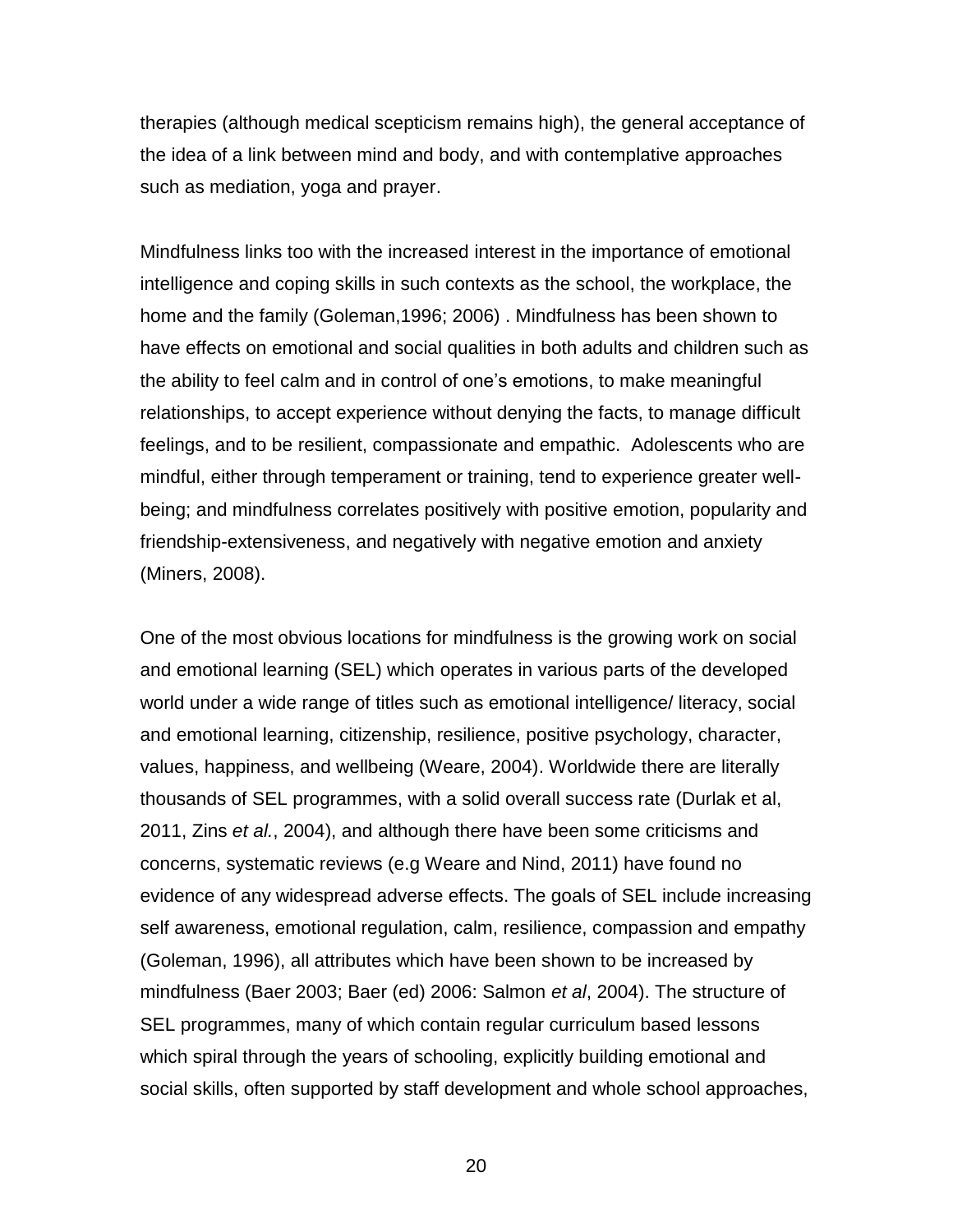therapies (although medical scepticism remains high), the general acceptance of the idea of a link between mind and body, and with contemplative approaches such as mediation, yoga and prayer.

Mindfulness links too with the increased interest in the importance of emotional intelligence and coping skills in such contexts as the school, the workplace, the home and the family (Goleman,1996; 2006) . Mindfulness has been shown to have effects on emotional and social qualities in both adults and children such as the ability to feel calm and in control of one's emotions, to make meaningful relationships, to accept experience without denying the facts, to manage difficult feelings, and to be resilient, compassionate and empathic. Adolescents who are mindful, either through temperament or training, tend to experience greater well-being; and mindfulness correlates positively with positive emotion, popularity and friendship-extensiveness, and negatively with negative emotion and anxiety (Miners, 2008).

One of the most obvious locations for mindfulness is the growing work on social and emotional learning (SEL) which operates in various parts of the developed world under a wide range of titles such as emotional intelligence/ literacy, social and emotional learning, citizenship, resilience, positive psychology, character, values, happiness, and wellbeing (Weare, 2004). Worldwide there are literally thousands of SEL programmes, with a solid overall success rate (Durlak et al, 2011, Zins *et al.*, 2004), and although there have been some criticisms and concerns, systematic reviews (e.g Weare and Nind, 2011) have found no evidence of any widespread adverse effects. The goals of SEL include increasing self awareness, emotional regulation, calm, resilience, compassion and empathy (Goleman, 1996), all attributes which have been shown to be increased by mindfulness (Baer 2003; Baer (ed) 2006: Salmon *et al*, 2004). The structure of SEL programmes, many of which contain regular curriculum based lessons which spiral through the years of schooling, explicitly building emotional and social skills, often supported by staff development and whole school approaches,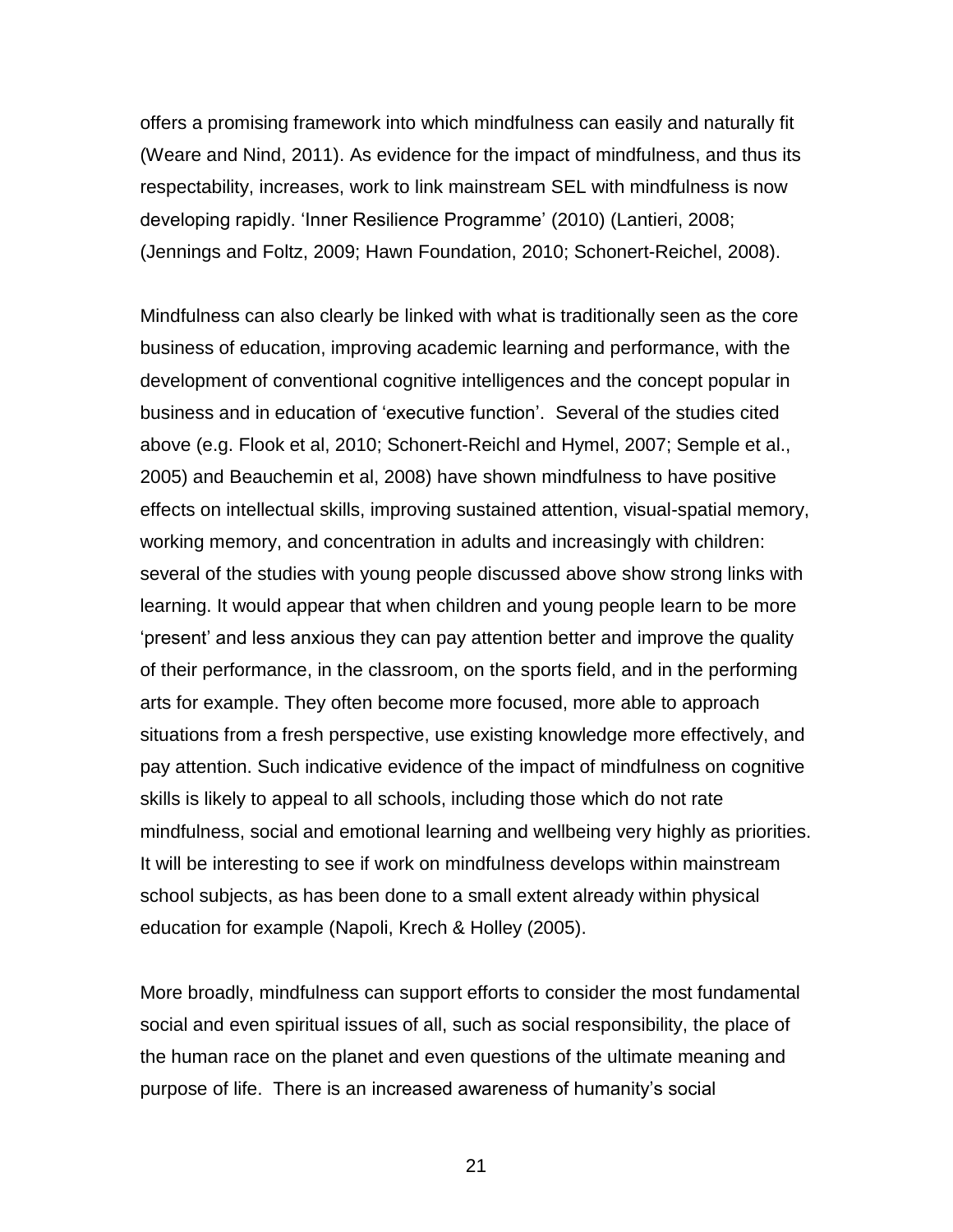offers a promising framework into which mindfulness can easily and naturally fit (Weare and Nind, 2011). As evidence for the impact of mindfulness, and thus its respectability, increases, work to link mainstream SEL with mindfulness is now developing rapidly. 'Inner Resilience Programme' (2010) (Lantieri, 2008; (Jennings and Foltz, 2009; Hawn Foundation, 2010; Schonert-Reichel, 2008).

Mindfulness can also clearly be linked with what is traditionally seen as the core business of education, improving academic learning and performance, with the development of conventional cognitive intelligences and the concept popular in business and in education of 'executive function'. Several of the studies cited above (e.g. Flook et al, 2010; Schonert-Reichl and Hymel, 2007; Semple et al., 2005) and Beauchemin et al, 2008) have shown mindfulness to have positive effects on intellectual skills, improving sustained attention, visual-spatial memory, working memory, and concentration in adults and increasingly with children: several of the studies with young people discussed above show strong links with learning. It would appear that when children and young people learn to be more 'present' and less anxious they can pay attention better and improve the quality of their performance, in the classroom, on the sports field, and in the performing arts for example. They often become more focused, more able to approach situations from a fresh perspective, use existing knowledge more effectively, and pay attention. Such indicative evidence of the impact of mindfulness on cognitive skills is likely to appeal to all schools, including those which do not rate mindfulness, social and emotional learning and wellbeing very highly as priorities. It will be interesting to see if work on mindfulness develops within mainstream school subjects, as has been done to a small extent already within physical education for example (Napoli, Krech & Holley (2005).

More broadly, mindfulness can support efforts to consider the most fundamental social and even spiritual issues of all, such as social responsibility, the place of the human race on the planet and even questions of the ultimate meaning and purpose of life. There is an increased awareness of humanity's social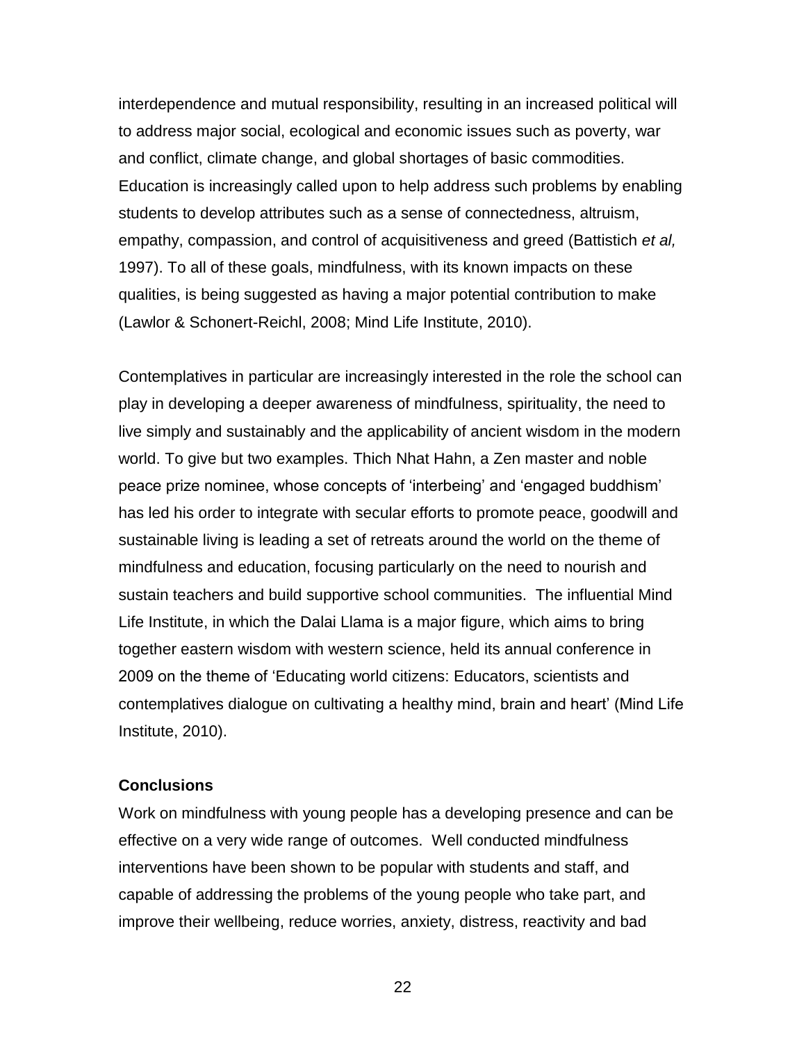interdependence and mutual responsibility, resulting in an increased political will to address major social, ecological and economic issues such as poverty, war and conflict, climate change, and global shortages of basic commodities. Education is increasingly called upon to help address such problems by enabling students to develop attributes such as a sense of connectedness, altruism, empathy, compassion, and control of acquisitiveness and greed (Battistich *et al,* 1997). To all of these goals, mindfulness, with its known impacts on these qualities, is being suggested as having a major potential contribution to make (Lawlor & Schonert-Reichl, 2008; Mind Life Institute, 2010).

Contemplatives in particular are increasingly interested in the role the school can play in developing a deeper awareness of mindfulness, spirituality, the need to live simply and sustainably and the applicability of ancient wisdom in the modern world. To give but two examples. Thich Nhat Hahn, a Zen master and noble peace prize nominee, whose concepts of 'interbeing' and 'engaged buddhism' has led his order to integrate with secular efforts to promote peace, goodwill and sustainable living is leading a set of retreats around the world on the theme of mindfulness and education, focusing particularly on the need to nourish and sustain teachers and build supportive school communities. The influential Mind Life Institute, in which the Dalai Llama is a major figure, which aims to bring together eastern wisdom with western science, held its annual conference in 2009 on the theme of 'Educating world citizens: Educators, scientists and contemplatives dialogue on cultivating a healthy mind, brain and heart' (Mind Life Institute, 2010).

**Conclusions**

Work on mindfulness with young people has a developing presence and can be effective on a very wide range of outcomes. Well conducted mindfulness interventions have been shown to be popular with students and staff, and capable of addressing the problems of the young people who take part, and improve their wellbeing, reduce worries, anxiety, distress, reactivity and bad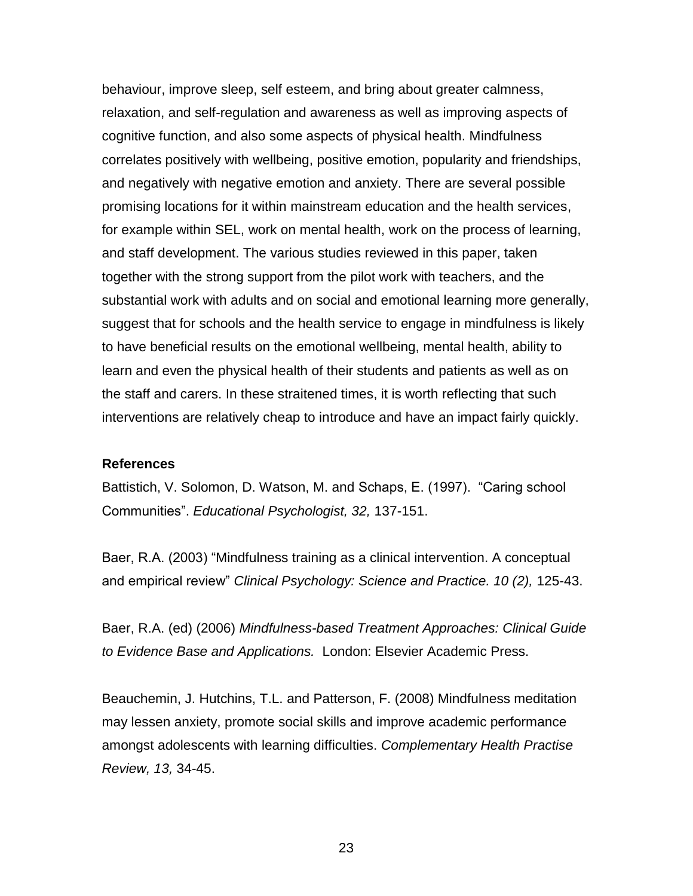behaviour, improve sleep, self esteem, and bring about greater calmness, relaxation, and self-regulation and awareness as well as improving aspects of cognitive function, and also some aspects of physical health. Mindfulness correlates positively with wellbeing, positive emotion, popularity and friendships, and negatively with negative emotion and anxiety. There are several possible promising locations for it within mainstream education and the health services, for example within SEL, work on mental health, work on the process of learning, and staff development. The various studies reviewed in this paper, taken together with the strong support from the pilot work with teachers, and the substantial work with adults and on social and emotional learning more generally, suggest that for schools and the health service to engage in mindfulness is likely to have beneficial results on the emotional wellbeing, mental health, ability to learn and even the physical health of their students and patients as well as on the staff and carers. In these straitened times, it is worth reflecting that such interventions are relatively cheap to introduce and have an impact fairly quickly.

**References**

Battistich, V. Solomon, D. Watson, M. and Schaps, E. (1997). "Caring school Communities". *Educational Psychologist, 32,* 137-151.

Baer, R.A. (2003) "Mindfulness training as a clinical intervention. A conceptual and empirical review" *Clinical Psychology: Science and Practice. 10 (2),* 125-43.

Baer, R.A. (ed) (2006) *Mindfulness-based Treatment Approaches: Clinical Guide to Evidence Base and Applications.* London: Elsevier Academic Press.

Beauchemin, J. Hutchins, T.L. and Patterson, F. (2008) Mindfulness meditation may lessen anxiety, promote social skills and improve academic performance amongst adolescents with learning difficulties. *Complementary Health Practise Review, 13,* 34-45.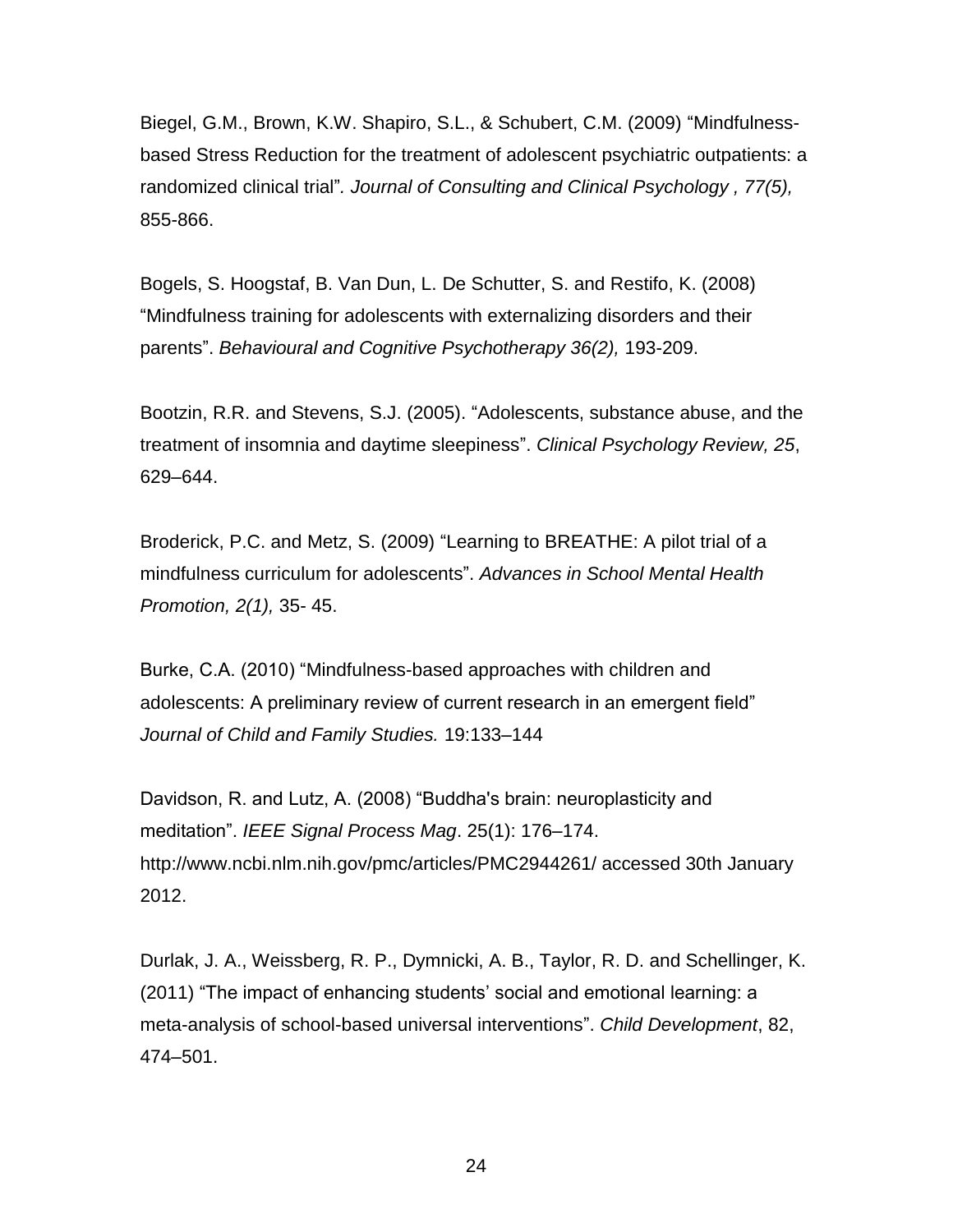Biegel, G.M., Brown, K.W. Shapiro, S.L., & Schubert, C.M. (2009) "Mindfulness-based Stress Reduction for the treatment of adolescent psychiatric outpatients: a randomized clinical trial"*. Journal of Consulting and Clinical Psychology , 77(5),* 855-866.

Bogels, S. Hoogstaf, B. Van Dun, L. De Schutter, S. and Restifo, K. (2008) "Mindfulness training for adolescents with externalizing disorders and their parents". *Behavioural and Cognitive Psychotherapy 36(2),* 193-209.

Bootzin, R.R. and Stevens, S.J. (2005). "Adolescents, substance abuse, and the treatment of insomnia and daytime sleepiness". *Clinical Psychology Review, 25*, 629–644.

Broderick, P.C. and Metz, S. (2009) "Learning to BREATHE: A pilot trial of a mindfulness curriculum for adolescents". *Advances in School Mental Health Promotion, 2(1),* 35- 45.

Burke, C.A. (2010) "Mindfulness-based approaches with children and adolescents: A preliminary review of current research in an emergent field" *Journal of Child and Family Studies.* 19:133–144

Davidson, R. and Lutz, A. (2008) "Buddha's brain: neuroplasticity and meditation". *IEEE Signal Process Mag*. 25(1): 176–174. http://www.ncbi.nlm.nih.gov/pmc/articles/PMC2944261/ accessed 30th January 2012.

Durlak, J. A., Weissberg, R. P., Dymnicki, A. B., Taylor, R. D. and Schellinger, K. (2011) "The impact of enhancing students' social and emotional learning: a meta-analysis of school-based universal interventions". *Child Development*, 82, 474–501.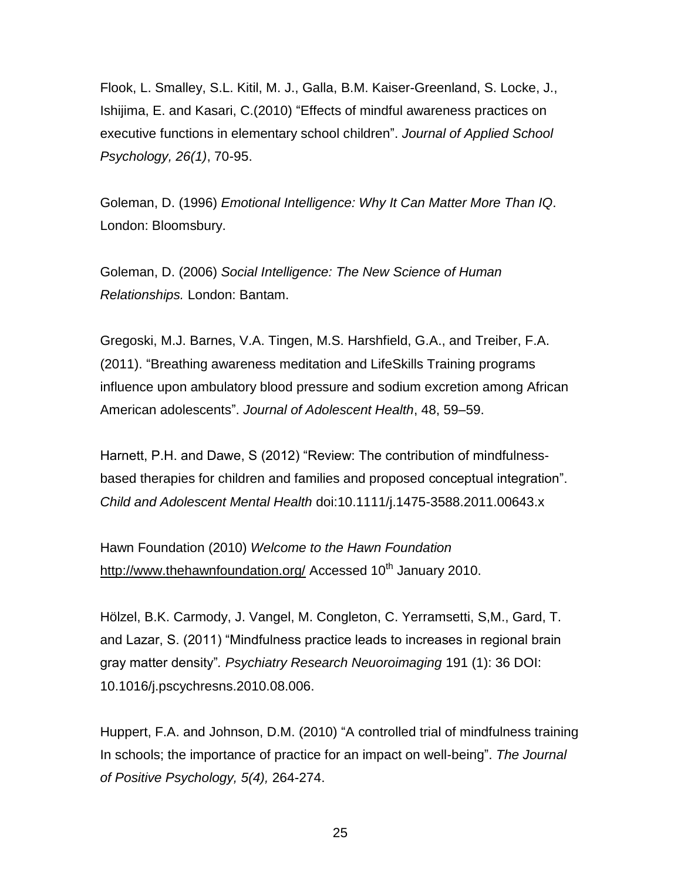Flook, L. Smalley, S.L. Kitil, M. J., Galla, B.M. Kaiser-Greenland, S. Locke, J., Ishijima, E. and Kasari, C.(2010) "Effects of mindful awareness practices on executive functions in elementary school children". *Journal of Applied School Psychology, 26(1)*, 70-95.

Goleman, D. (1996) *Emotional Intelligence: Why It Can Matter More Than IQ*. London: Bloomsbury.

Goleman, D. (2006) *Social Intelligence: The New Science of Human Relationships.* London: Bantam.

Gregoski, M.J. Barnes, V.A. Tingen, M.S. Harshfield, G.A., and Treiber, F.A. (2011). "Breathing awareness meditation and LifeSkills Training programs influence upon ambulatory blood pressure and sodium excretion among African American adolescents". *Journal of Adolescent Health*, 48, 59–59.

Harnett, P.H. and Dawe, S (2012) "Review: The contribution of mindfulness-based therapies for children and families and proposed conceptual integration". *Child and Adolescent Mental Health* doi:10.1111/j.1475-3588.2011.00643.x

Hawn Foundation (2010) *Welcome to the Hawn Foundation* http://www.thehawnfoundation.org/ Accessed 10th January 2010.

Hölzel, B.K. Carmody, J. Vangel, M. Congleton, C. Yerramsetti, S,M., Gard, T. and Lazar, S. (2011) "Mindfulness practice leads to increases in regional brain gray matter density"*. Psychiatry Research Neuoroimaging* 191 (1): 36 DOI: 10.1016/j.pscychresns.2010.08.006.

Huppert, F.A. and Johnson, D.M. (2010) "A controlled trial of mindfulness training In schools; the importance of practice for an impact on well-being". *The Journal of Positive Psychology, 5(4),* 264-274.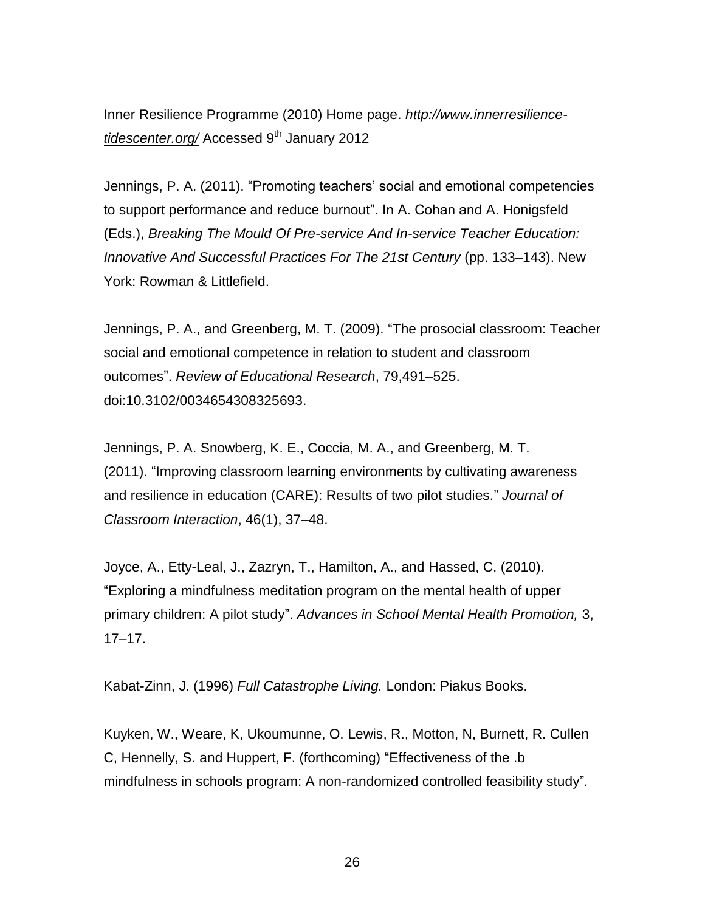Inner Resilience Programme (2010) Home page. [http://www.innerresilience-tidescenter.org/](http://www.innerresilience-tidescenter.org/) Accessed 9th January 2012

Jennings, P. A. (2011). "Promoting teachers' social and emotional competencies to support performance and reduce burnout". In A. Cohan and A. Honigsfeld (Eds.), *Breaking The Mould Of Pre-service And In-service Teacher Education: Innovative And Successful Practices For The 21st Century* (pp. 133–143). New York: Rowman & Littlefield.

Jennings, P. A., and Greenberg, M. T. (2009). "The prosocial classroom: Teacher social and emotional competence in relation to student and classroom outcomes". *Review of Educational Research*, 79,491–525. doi:10.3102/0034654308325693.

Jennings, P. A. Snowberg, K. E., Coccia, M. A., and Greenberg, M. T. (2011). "Improving classroom learning environments by cultivating awareness and resilience in education (CARE): Results of two pilot studies." *Journal of Classroom Interaction*, 46(1), 37–48.

Joyce, A., Etty-Leal, J., Zazryn, T., Hamilton, A., and Hassed, C. (2010). "Exploring a mindfulness meditation program on the mental health of upper primary children: A pilot study". *Advances in School Mental Health Promotion,* 3, 17–17.

Kabat-Zinn, J. (1996) *Full Catastrophe Living.* London: Piakus Books.

Kuyken, W., Weare, K, Ukoumunne, O. Lewis, R., Motton, N, Burnett, R. Cullen C, Hennelly, S. and Huppert, F. (forthcoming) "Effectiveness of the .b mindfulness in schools program: A non-randomized controlled feasibility study".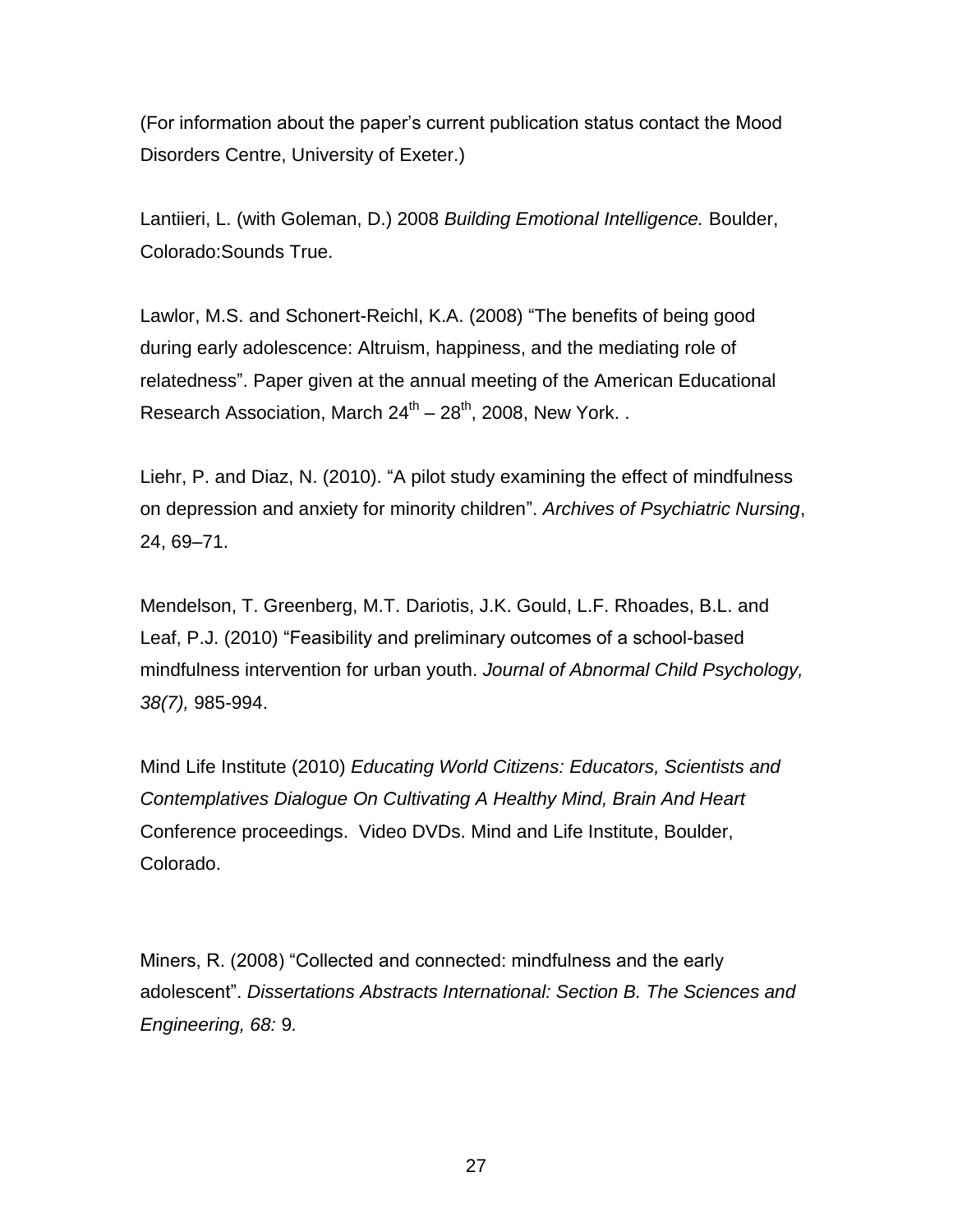(For information about the paper's current publication status contact the Mood Disorders Centre, University of Exeter.)

Lantiieri, L. (with Goleman, D.) 2008 *Building Emotional Intelligence.* Boulder, Colorado:Sounds True.

Lawlor, M.S. and Schonert-Reichl, K.A. (2008) "The benefits of being good during early adolescence: Altruism, happiness, and the mediating role of relatedness". Paper given at the annual meeting of the American Educational Research Association, March 24th – 28th, 2008, New York. .

Liehr, P. and Diaz, N. (2010). "A pilot study examining the effect of mindfulness on depression and anxiety for minority children". *Archives of Psychiatric Nursing*, 24, 69–71.

Mendelson, T. Greenberg, M.T. Dariotis, J.K. Gould, L.F. Rhoades, B.L. and Leaf, P.J. (2010) "Feasibility and preliminary outcomes of a school-based mindfulness intervention for urban youth. *Journal of Abnormal Child Psychology, 38(7),* 985-994.

Mind Life Institute (2010) *Educating World Citizens: Educators, Scientists and Contemplatives Dialogue On Cultivating A Healthy Mind, Brain And Heart* Conference proceedings. Video DVDs. Mind and Life Institute, Boulder, Colorado.

Miners, R. (2008) "Collected and connected: mindfulness and the early adolescent". *Dissertations Abstracts International: Section B. The Sciences and Engineering, 68:* 9*.*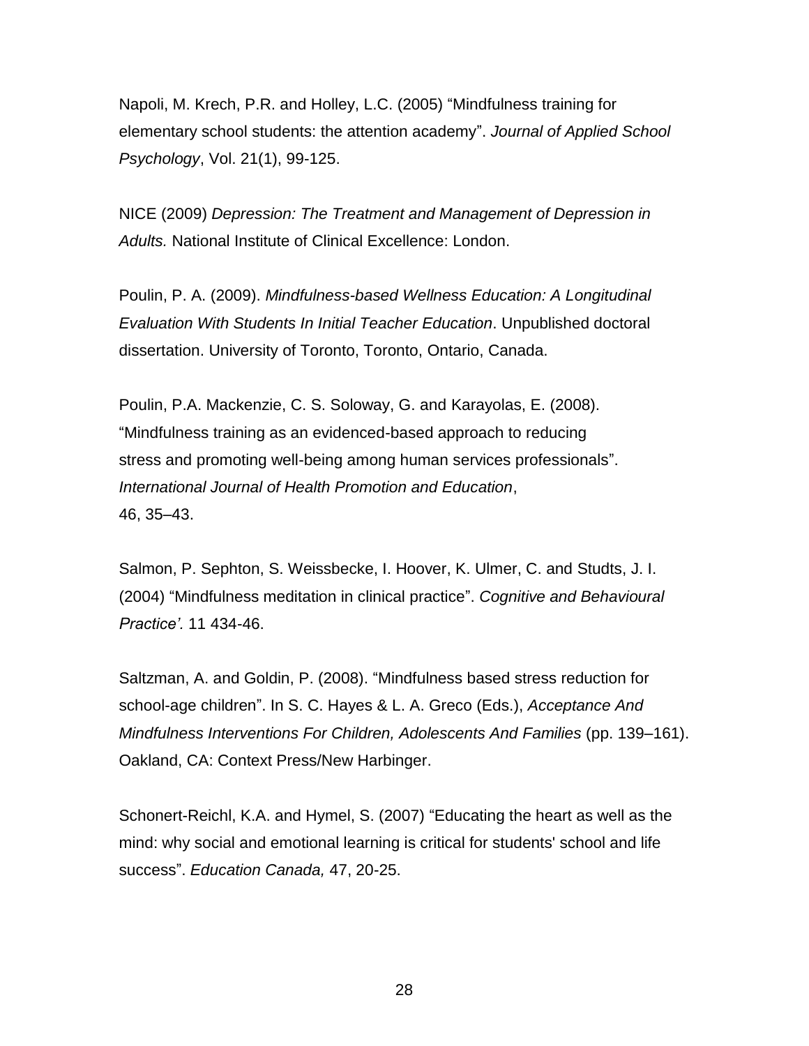Napoli, M. Krech, P.R. and Holley, L.C. (2005) “Mindfulness training for elementary school students: the attention academy”. *Journal of Applied School Psychology*, Vol. 21(1), 99-125.

NICE (2009) *Depression: The Treatment and Management of Depression in Adults.* National Institute of Clinical Excellence: London.

Poulin, P. A. (2009). *Mindfulness-based Wellness Education: A Longitudinal Evaluation With Students In Initial Teacher Education*. Unpublished doctoral dissertation. University of Toronto, Toronto, Ontario, Canada.

Poulin, P.A. Mackenzie, C. S. Soloway, G. and Karayolas, E. (2008). “Mindfulness training as an evidenced-based approach to reducing stress and promoting well-being among human services professionals”. *International Journal of Health Promotion and Education*, 46, 35–43.

Salmon, P. Sephton, S. Weissbecke, I. Hoover, K. Ulmer, C. and Studts, J. I. (2004) “Mindfulness meditation in clinical practice”. *Cognitive and Behavioural Practice’.* 11 434-46.

Saltzman, A. and Goldin, P. (2008). “Mindfulness based stress reduction for school-age children”. In S. C. Hayes & L. A. Greco (Eds.), *Acceptance And Mindfulness Interventions For Children, Adolescents And Families* (pp. 139–161). Oakland, CA: Context Press/New Harbinger.

Schonert-Reichl, K.A. and Hymel, S. (2007) “Educating the heart as well as the mind: why social and emotional learning is critical for students' school and life success”. *Education Canada,* 47, 20-25.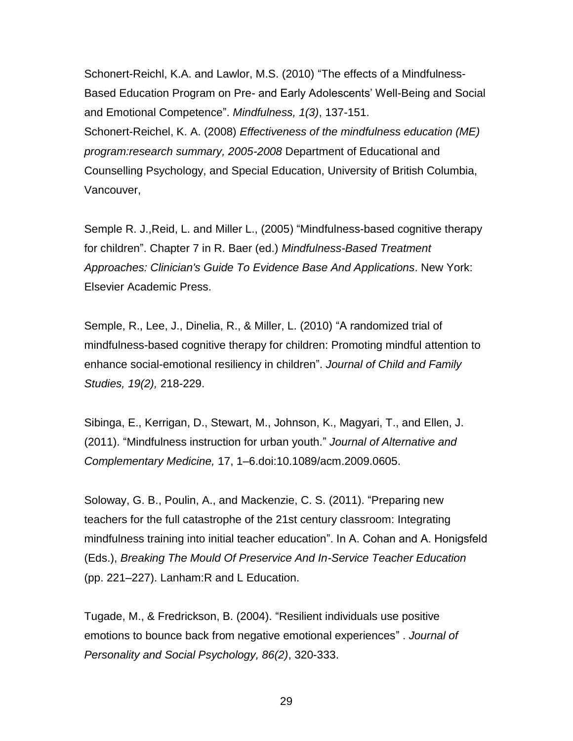Schonert-Reichl, K.A. and Lawlor, M.S. (2010) “The effects of a Mindfulness-Based Education Program on Pre- and Early Adolescents’ Well-Being and Social and Emotional Competence”. *Mindfulness, 1(3)*, 137-151.
Schonert-Reichel, K. A. (2008) *Effectiveness of the mindfulness education (ME) program:research summary, 2005-2008* Department of Educational and Counselling Psychology, and Special Education, University of British Columbia, Vancouver,

Semple R. J.,Reid, L. and Miller L., (2005) “Mindfulness-based cognitive therapy for children”. Chapter 7 in R. Baer (ed.) *Mindfulness-Based Treatment Approaches: Clinician's Guide To Evidence Base And Applications*. New York: Elsevier Academic Press.

Semple, R., Lee, J., Dinelia, R., & Miller, L. (2010) “A randomized trial of mindfulness-based cognitive therapy for children: Promoting mindful attention to enhance social-emotional resiliency in children”. *Journal of Child and Family Studies, 19(2),* 218-229.

Sibinga, E., Kerrigan, D., Stewart, M., Johnson, K., Magyari, T., and Ellen, J. (2011). “Mindfulness instruction for urban youth.” *Journal of Alternative and Complementary Medicine,* 17, 1–6.doi:10.1089/acm.2009.0605.

Soloway, G. B., Poulin, A., and Mackenzie, C. S. (2011). “Preparing new teachers for the full catastrophe of the 21st century classroom: Integrating mindfulness training into initial teacher education”. In A. Cohan and A. Honigsfeld (Eds.), *Breaking The Mould Of Preservice And In-Service Teacher Education* (pp. 221–227). Lanham:R and L Education.

Tugade, M., & Fredrickson, B. (2004). “Resilient individuals use positive emotions to bounce back from negative emotional experiences” . *Journal of Personality and Social Psychology, 86(2)*, 320-333.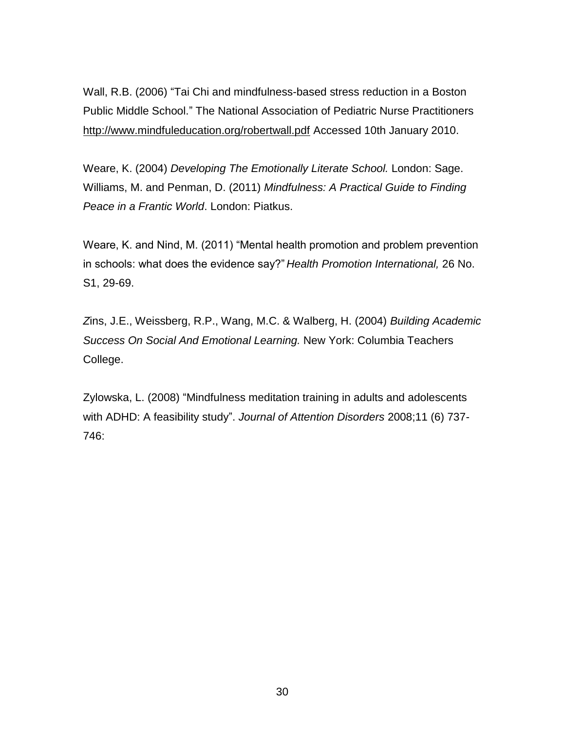Wall, R.B. (2006) “Tai Chi and mindfulness-based stress reduction in a Boston Public Middle School.” The National Association of Pediatric Nurse Practitioners http://www.mindfuleducation.org/robertwall.pdf Accessed 10th January 2010.

Weare, K. (2004) *Developing The Emotionally Literate School.* London: Sage.
Williams, M. and Penman, D. (2011) *Mindfulness: A Practical Guide to Finding Peace in a Frantic World*. London: Piatkus.

Weare, K. and Nind, M. (2011) “Mental health promotion and problem prevention in schools: what does the evidence say?” *Health Promotion International,* 26 No. S1, 29-69.

Zins, J.E., Weissberg, R.P., Wang, M.C. & Walberg, H. (2004) *Building Academic Success On Social And Emotional Learning.* New York: Columbia Teachers College.

Zylowska, L. (2008) “Mindfulness meditation training in adults and adolescents with ADHD: A feasibility study”. *Journal of Attention Disorders* 2008;11 (6) 737-746: